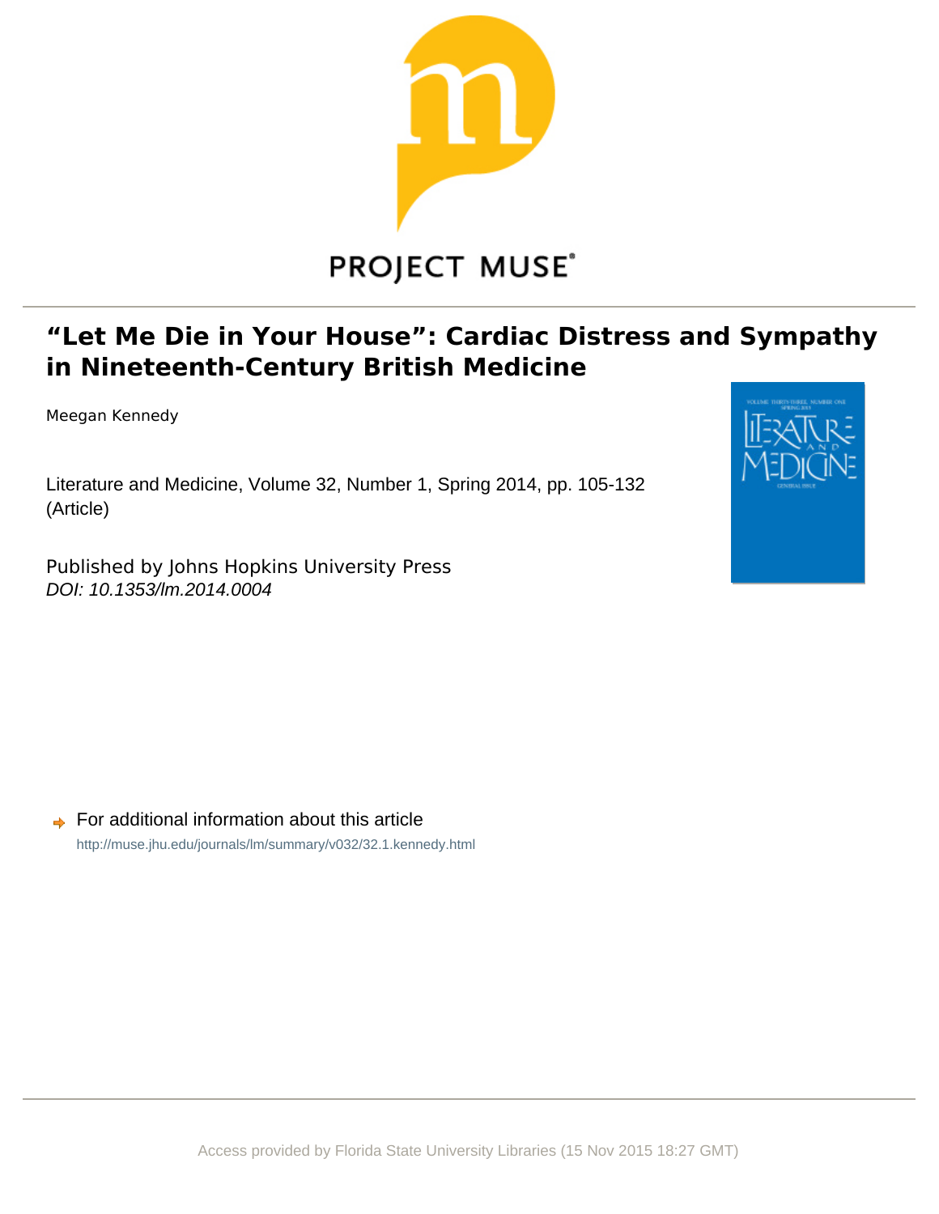PROJECT MUSE®

# "Let Me Die in Your House": Cardiac Distress and Sympathy in Nineteenth-Century British Medicine

Meegan Kennedy

Literature and Medicine, Volume 32, Number 1, Spring 2014, pp. 105-132 (Article)

Published by Johns Hopkins University Press
*DOI: 10.1353/lm.2014.0004*

For additional information about this article
http://muse.jhu.edu/journals/lm/summary/v032/32.1.kennedy.html

Access provided by Florida State University Libraries (15 Nov 2015 18:27 GMT)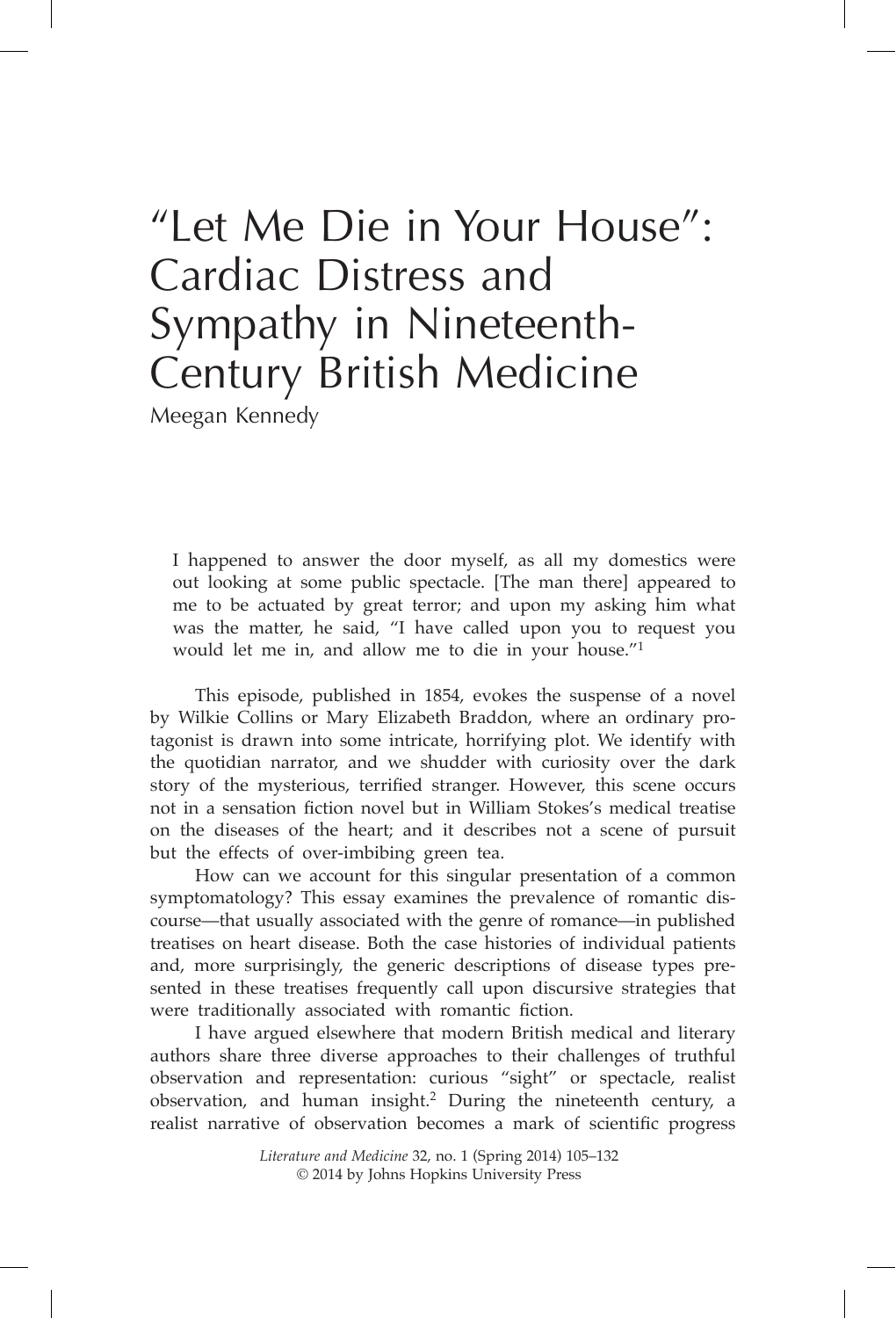# "Let Me Die in Your House": Cardiac Distress and Sympathy in Nineteenth-Century British Medicine

Meegan Kennedy

> I happened to answer the door myself, as all my domestics were out looking at some public spectacle. [The man there] appeared to me to be actuated by great terror; and upon my asking him what was the matter, he said, "I have called upon you to request you would let me in, and allow me to die in your house."[1]

This episode, published in 1854, evokes the suspense of a novel by Wilkie Collins or Mary Elizabeth Braddon, where an ordinary protagonist is drawn into some intricate, horrifying plot. We identify with the quotidian narrator, and we shudder with curiosity over the dark story of the mysterious, terrified stranger. However, this scene occurs not in a sensation fiction novel but in William Stokes's medical treatise on the diseases of the heart; and it describes not a scene of pursuit but the effects of over-imbibing green tea.

How can we account for this singular presentation of a common symptomatology? This essay examines the prevalence of romantic discourse—that usually associated with the genre of romance—in published treatises on heart disease. Both the case histories of individual patients and, more surprisingly, the generic descriptions of disease types presented in these treatises frequently call upon discursive strategies that were traditionally associated with romantic fiction.

I have argued elsewhere that modern British medical and literary authors share three diverse approaches to their challenges of truthful observation and representation: curious "sight" or spectacle, realist observation, and human insight.[2] During the nineteenth century, a realist narrative of observation becomes a mark of scientific progress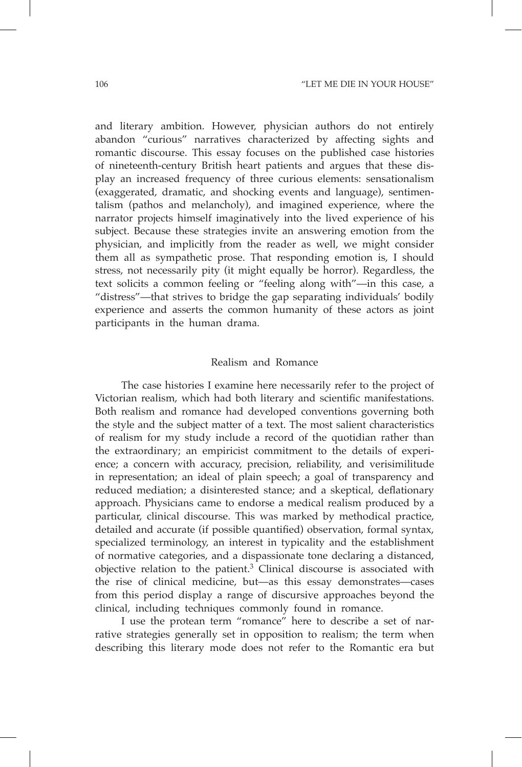and literary ambition. However, physician authors do not entirely abandon "curious" narratives characterized by affecting sights and romantic discourse. This essay focuses on the published case histories of nineteenth-century British heart patients and argues that these display an increased frequency of three curious elements: sensationalism (exaggerated, dramatic, and shocking events and language), sentimentalism (pathos and melancholy), and imagined experience, where the narrator projects himself imaginatively into the lived experience of his subject. Because these strategies invite an answering emotion from the physician, and implicitly from the reader as well, we might consider them all as sympathetic prose. That responding emotion is, I should stress, not necessarily pity (it might equally be horror). Regardless, the text solicits a common feeling or "feeling along with"—in this case, a "distress"—that strives to bridge the gap separating individuals' bodily experience and asserts the common humanity of these actors as joint participants in the human drama.

## Realism and Romance

The case histories I examine here necessarily refer to the project of Victorian realism, which had both literary and scientific manifestations. Both realism and romance had developed conventions governing both the style and the subject matter of a text. The most salient characteristics of realism for my study include a record of the quotidian rather than the extraordinary; an empiricist commitment to the details of experience; a concern with accuracy, precision, reliability, and verisimilitude in representation; an ideal of plain speech; a goal of transparency and reduced mediation; a disinterested stance; and a skeptical, deflationary approach. Physicians came to endorse a medical realism produced by a particular, clinical discourse. This was marked by methodical practice, detailed and accurate (if possible quantified) observation, formal syntax, specialized terminology, an interest in typicality and the establishment of normative categories, and a dispassionate tone declaring a distanced, objective relation to the patient.[3] Clinical discourse is associated with the rise of clinical medicine, but—as this essay demonstrates—cases from this period display a range of discursive approaches beyond the clinical, including techniques commonly found in romance.

I use the protean term "romance" here to describe a set of narrative strategies generally set in opposition to realism; the term when describing this literary mode does not refer to the Romantic era but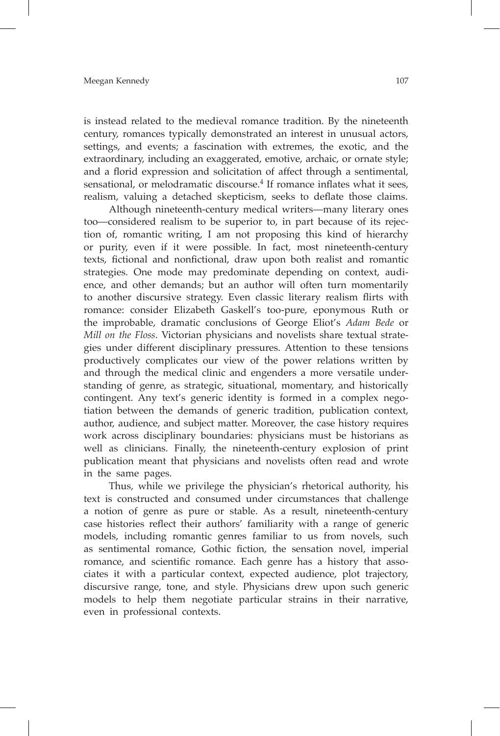is instead related to the medieval romance tradition. By the nineteenth century, romances typically demonstrated an interest in unusual actors, settings, and events; a fascination with extremes, the exotic, and the extraordinary, including an exaggerated, emotive, archaic, or ornate style; and a florid expression and solicitation of affect through a sentimental, sensational, or melodramatic discourse.[4] If romance inflates what it sees, realism, valuing a detached skepticism, seeks to deflate those claims.

Although nineteenth-century medical writers—many literary ones too—considered realism to be superior to, in part because of its rejection of, romantic writing, I am not proposing this kind of hierarchy or purity, even if it were possible. In fact, most nineteenth-century texts, fictional and nonfictional, draw upon both realist and romantic strategies. One mode may predominate depending on context, audience, and other demands; but an author will often turn momentarily to another discursive strategy. Even classic literary realism flirts with romance: consider Elizabeth Gaskell's too-pure, eponymous Ruth or the improbable, dramatic conclusions of George Eliot's *Adam Bede* or *Mill on the Floss*. Victorian physicians and novelists share textual strategies under different disciplinary pressures. Attention to these tensions productively complicates our view of the power relations written by and through the medical clinic and engenders a more versatile understanding of genre, as strategic, situational, momentary, and historically contingent. Any text's generic identity is formed in a complex negotiation between the demands of generic tradition, publication context, author, audience, and subject matter. Moreover, the case history requires work across disciplinary boundaries: physicians must be historians as well as clinicians. Finally, the nineteenth-century explosion of print publication meant that physicians and novelists often read and wrote in the same pages.

Thus, while we privilege the physician's rhetorical authority, his text is constructed and consumed under circumstances that challenge a notion of genre as pure or stable. As a result, nineteenth-century case histories reflect their authors' familiarity with a range of generic models, including romantic genres familiar to us from novels, such as sentimental romance, Gothic fiction, the sensation novel, imperial romance, and scientific romance. Each genre has a history that associates it with a particular context, expected audience, plot trajectory, discursive range, tone, and style. Physicians drew upon such generic models to help them negotiate particular strains in their narrative, even in professional contexts.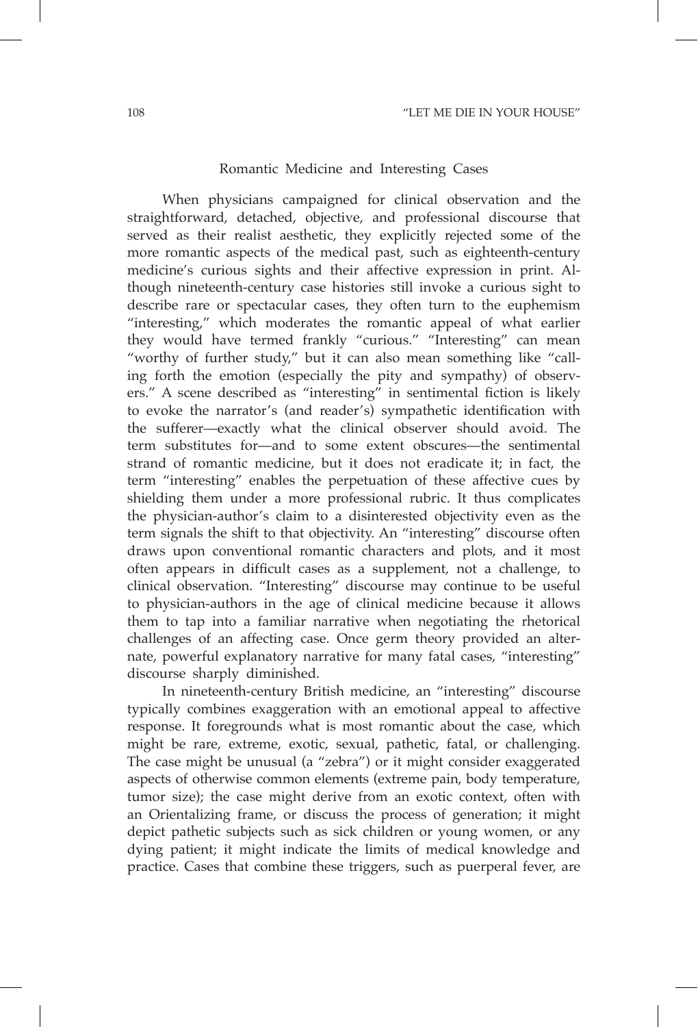## Romantic Medicine and Interesting Cases

When physicians campaigned for clinical observation and the straightforward, detached, objective, and professional discourse that served as their realist aesthetic, they explicitly rejected some of the more romantic aspects of the medical past, such as eighteenth-century medicine's curious sights and their affective expression in print. Although nineteenth-century case histories still invoke a curious sight to describe rare or spectacular cases, they often turn to the euphemism "interesting," which moderates the romantic appeal of what earlier they would have termed frankly "curious." "Interesting" can mean "worthy of further study," but it can also mean something like "calling forth the emotion (especially the pity and sympathy) of observers." A scene described as "interesting" in sentimental fiction is likely to evoke the narrator's (and reader's) sympathetic identification with the sufferer—exactly what the clinical observer should avoid. The term substitutes for—and to some extent obscures—the sentimental strand of romantic medicine, but it does not eradicate it; in fact, the term "interesting" enables the perpetuation of these affective cues by shielding them under a more professional rubric. It thus complicates the physician-author's claim to a disinterested objectivity even as the term signals the shift to that objectivity. An "interesting" discourse often draws upon conventional romantic characters and plots, and it most often appears in difficult cases as a supplement, not a challenge, to clinical observation. "Interesting" discourse may continue to be useful to physician-authors in the age of clinical medicine because it allows them to tap into a familiar narrative when negotiating the rhetorical challenges of an affecting case. Once germ theory provided an alternate, powerful explanatory narrative for many fatal cases, "interesting" discourse sharply diminished.

In nineteenth-century British medicine, an "interesting" discourse typically combines exaggeration with an emotional appeal to affective response. It foregrounds what is most romantic about the case, which might be rare, extreme, exotic, sexual, pathetic, fatal, or challenging. The case might be unusual (a "zebra") or it might consider exaggerated aspects of otherwise common elements (extreme pain, body temperature, tumor size); the case might derive from an exotic context, often with an Orientalizing frame, or discuss the process of generation; it might depict pathetic subjects such as sick children or young women, or any dying patient; it might indicate the limits of medical knowledge and practice. Cases that combine these triggers, such as puerperal fever, are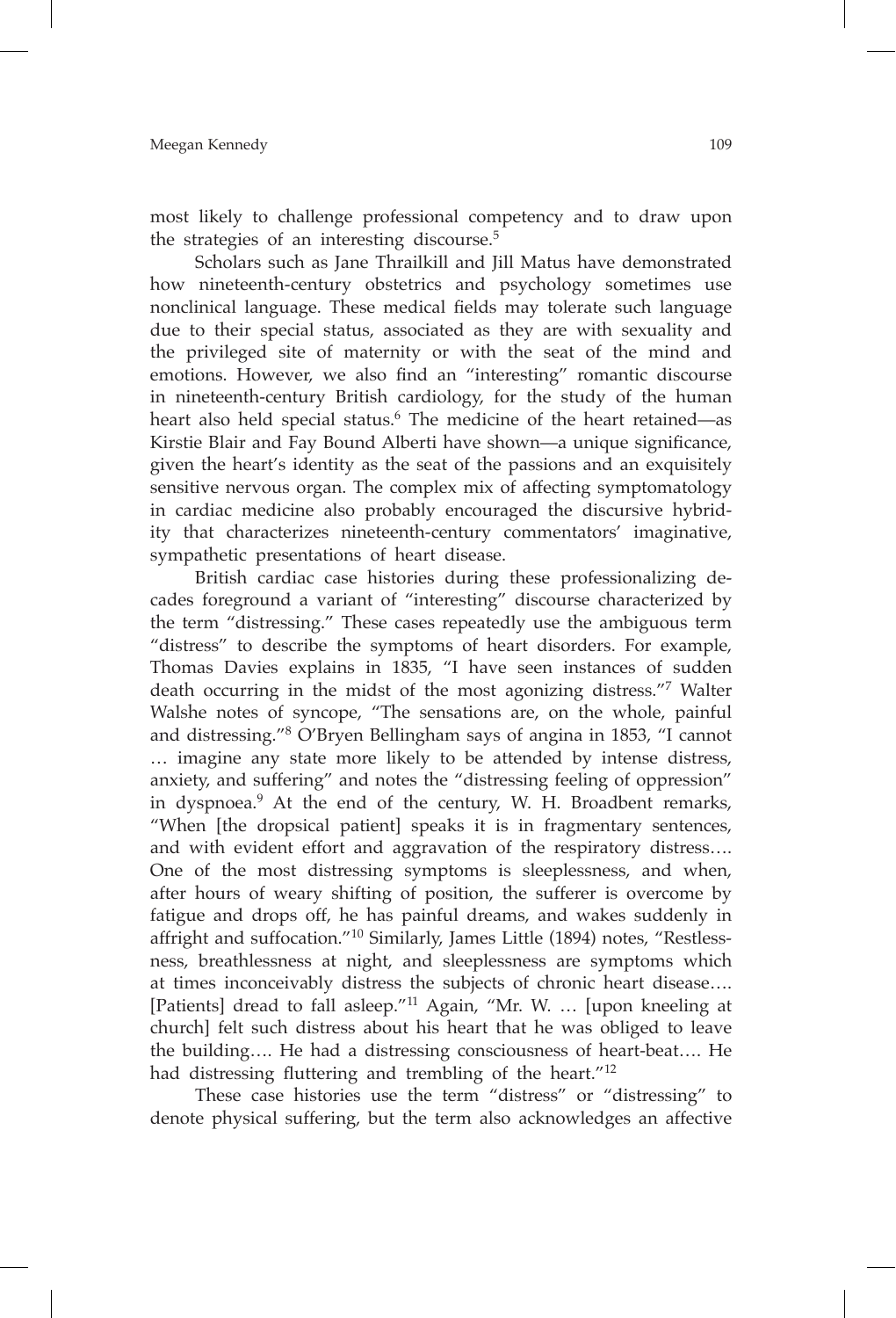most likely to challenge professional competency and to draw upon the strategies of an interesting discourse.[5]

Scholars such as Jane Thrailkill and Jill Matus have demonstrated how nineteenth-century obstetrics and psychology sometimes use nonclinical language. These medical fields may tolerate such language due to their special status, associated as they are with sexuality and the privileged site of maternity or with the seat of the mind and emotions. However, we also find an "interesting" romantic discourse in nineteenth-century British cardiology, for the study of the human heart also held special status.[6] The medicine of the heart retained—as Kirstie Blair and Fay Bound Alberti have shown—a unique significance, given the heart's identity as the seat of the passions and an exquisitely sensitive nervous organ. The complex mix of affecting symptomatology in cardiac medicine also probably encouraged the discursive hybridity that characterizes nineteenth-century commentators' imaginative, sympathetic presentations of heart disease.

British cardiac case histories during these professionalizing decades foreground a variant of "interesting" discourse characterized by the term "distressing." These cases repeatedly use the ambiguous term "distress" to describe the symptoms of heart disorders. For example, Thomas Davies explains in 1835, "I have seen instances of sudden death occurring in the midst of the most agonizing distress."[7] Walter Walshe notes of syncope, "The sensations are, on the whole, painful and distressing."[8] O'Bryen Bellingham says of angina in 1853, "I cannot … imagine any state more likely to be attended by intense distress, anxiety, and suffering" and notes the "distressing feeling of oppression" in dyspnoea.[9] At the end of the century, W. H. Broadbent remarks, "When [the dropsical patient] speaks it is in fragmentary sentences, and with evident effort and aggravation of the respiratory distress…. One of the most distressing symptoms is sleeplessness, and when, after hours of weary shifting of position, the sufferer is overcome by fatigue and drops off, he has painful dreams, and wakes suddenly in affright and suffocation."[10] Similarly, James Little (1894) notes, "Restlessness, breathlessness at night, and sleeplessness are symptoms which at times inconceivably distress the subjects of chronic heart disease…. [Patients] dread to fall asleep."[11] Again, "Mr. W. … [upon kneeling at church] felt such distress about his heart that he was obliged to leave the building…. He had a distressing consciousness of heart-beat…. He had distressing fluttering and trembling of the heart."[12]

These case histories use the term "distress" or "distressing" to denote physical suffering, but the term also acknowledges an affective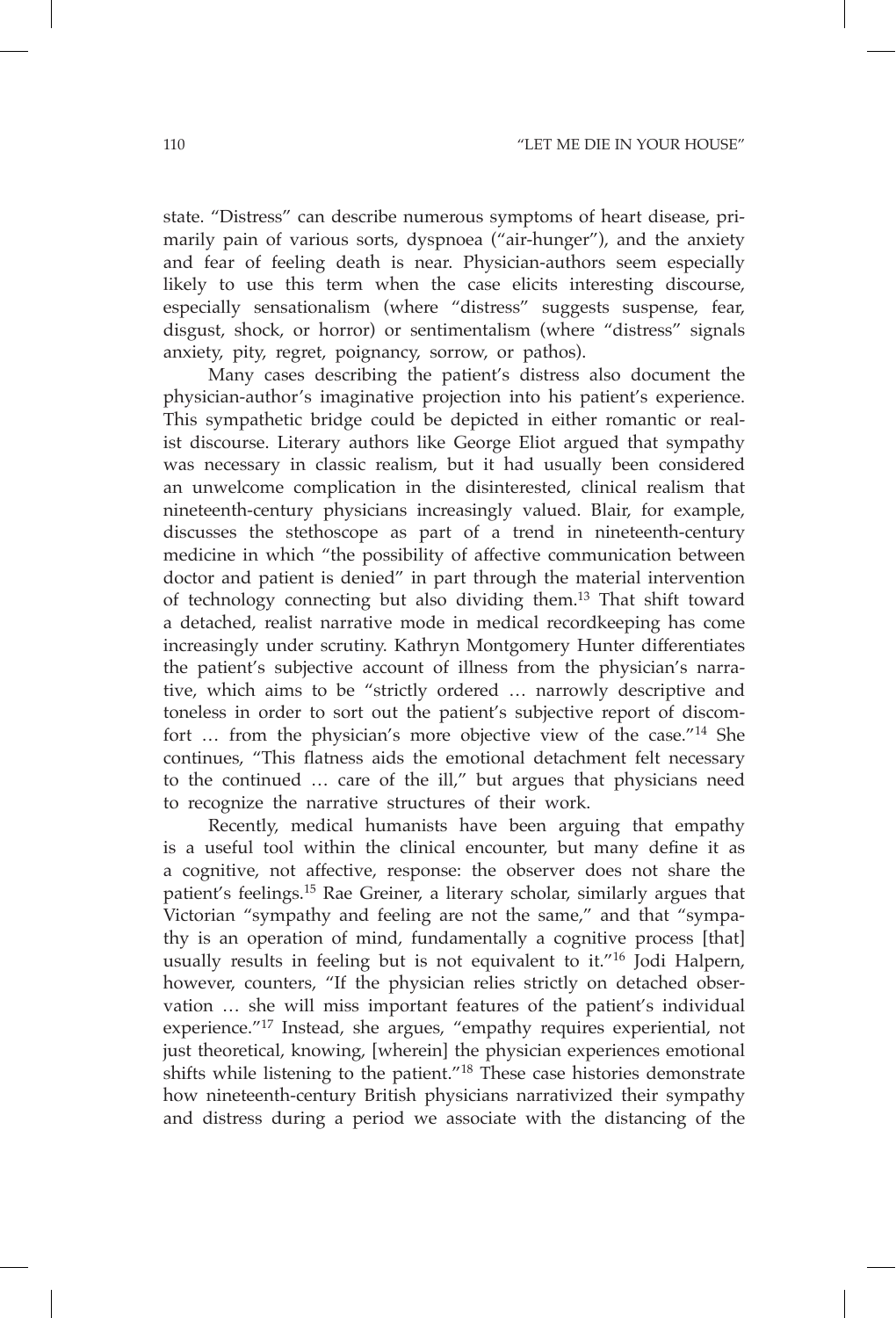state. "Distress" can describe numerous symptoms of heart disease, primarily pain of various sorts, dyspnoea ("air-hunger"), and the anxiety and fear of feeling death is near. Physician-authors seem especially likely to use this term when the case elicits interesting discourse, especially sensationalism (where "distress" suggests suspense, fear, disgust, shock, or horror) or sentimentalism (where "distress" signals anxiety, pity, regret, poignancy, sorrow, or pathos).

Many cases describing the patient's distress also document the physician-author's imaginative projection into his patient's experience. This sympathetic bridge could be depicted in either romantic or realist discourse. Literary authors like George Eliot argued that sympathy was necessary in classic realism, but it had usually been considered an unwelcome complication in the disinterested, clinical realism that nineteenth-century physicians increasingly valued. Blair, for example, discusses the stethoscope as part of a trend in nineteenth-century medicine in which "the possibility of affective communication between doctor and patient is denied" in part through the material intervention of technology connecting but also dividing them.[13] That shift toward a detached, realist narrative mode in medical recordkeeping has come increasingly under scrutiny. Kathryn Montgomery Hunter differentiates the patient's subjective account of illness from the physician's narrative, which aims to be "strictly ordered … narrowly descriptive and toneless in order to sort out the patient's subjective report of discomfort … from the physician's more objective view of the case."[14] She continues, "This flatness aids the emotional detachment felt necessary to the continued … care of the ill," but argues that physicians need to recognize the narrative structures of their work.

Recently, medical humanists have been arguing that empathy is a useful tool within the clinical encounter, but many define it as a cognitive, not affective, response: the observer does not share the patient's feelings.[15] Rae Greiner, a literary scholar, similarly argues that Victorian "sympathy and feeling are not the same," and that "sympathy is an operation of mind, fundamentally a cognitive process [that] usually results in feeling but is not equivalent to it."[16] Jodi Halpern, however, counters, "If the physician relies strictly on detached observation … she will miss important features of the patient's individual experience."[17] Instead, she argues, "empathy requires experiential, not just theoretical, knowing, [wherein] the physician experiences emotional shifts while listening to the patient."[18] These case histories demonstrate how nineteenth-century British physicians narrativized their sympathy and distress during a period we associate with the distancing of the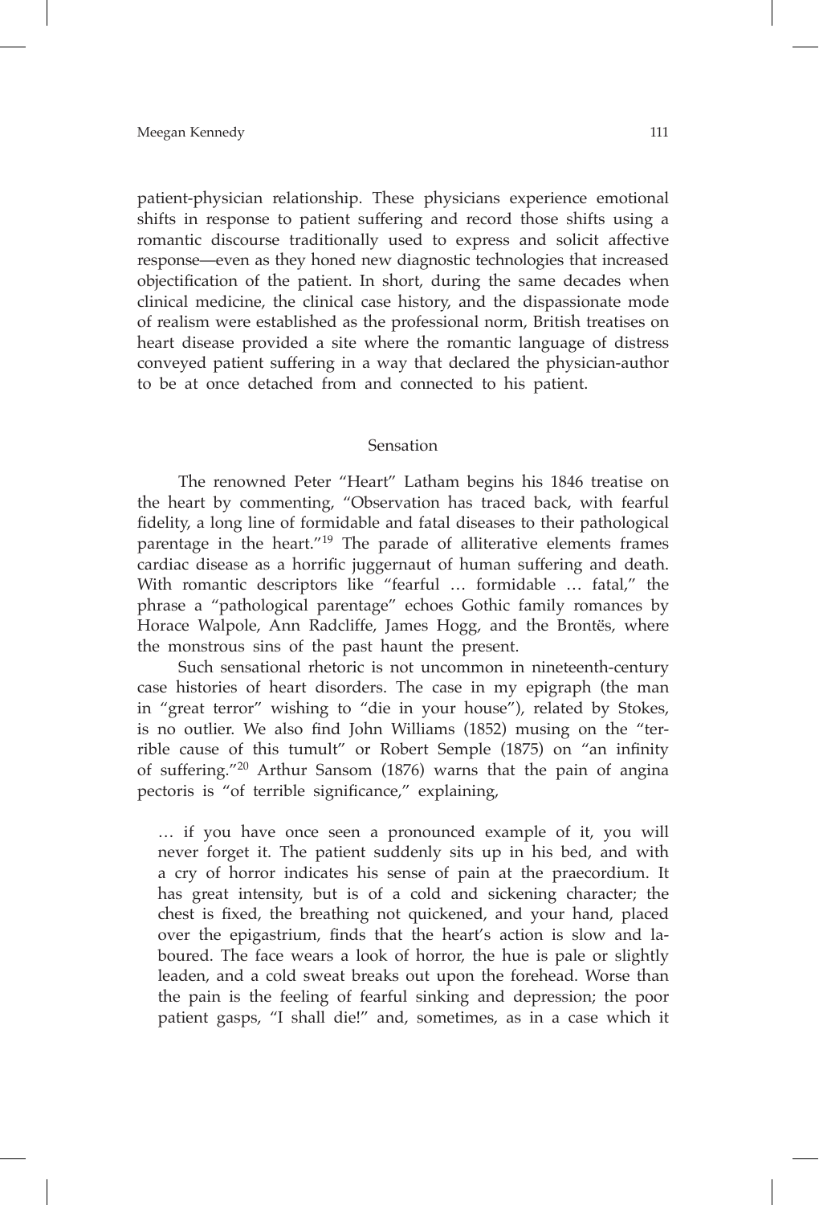patient-physician relationship. These physicians experience emotional shifts in response to patient suffering and record those shifts using a romantic discourse traditionally used to express and solicit affective response—even as they honed new diagnostic technologies that increased objectification of the patient. In short, during the same decades when clinical medicine, the clinical case history, and the dispassionate mode of realism were established as the professional norm, British treatises on heart disease provided a site where the romantic language of distress conveyed patient suffering in a way that declared the physician-author to be at once detached from and connected to his patient.

## Sensation

The renowned Peter "Heart" Latham begins his 1846 treatise on the heart by commenting, "Observation has traced back, with fearful fidelity, a long line of formidable and fatal diseases to their pathological parentage in the heart."[19] The parade of alliterative elements frames cardiac disease as a horrific juggernaut of human suffering and death. With romantic descriptors like "fearful … formidable … fatal," the phrase a "pathological parentage" echoes Gothic family romances by Horace Walpole, Ann Radcliffe, James Hogg, and the Brontës, where the monstrous sins of the past haunt the present.

Such sensational rhetoric is not uncommon in nineteenth-century case histories of heart disorders. The case in my epigraph (the man in "great terror" wishing to "die in your house"), related by Stokes, is no outlier. We also find John Williams (1852) musing on the "terrible cause of this tumult" or Robert Semple (1875) on "an infinity of suffering."[20] Arthur Sansom (1876) warns that the pain of angina pectoris is "of terrible significance," explaining,

> … if you have once seen a pronounced example of it, you will never forget it. The patient suddenly sits up in his bed, and with a cry of horror indicates his sense of pain at the praecordium. It has great intensity, but is of a cold and sickening character; the chest is fixed, the breathing not quickened, and your hand, placed over the epigastrium, finds that the heart's action is slow and laboured. The face wears a look of horror, the hue is pale or slightly leaden, and a cold sweat breaks out upon the forehead. Worse than the pain is the feeling of fearful sinking and depression; the poor patient gasps, "I shall die!" and, sometimes, as in a case which it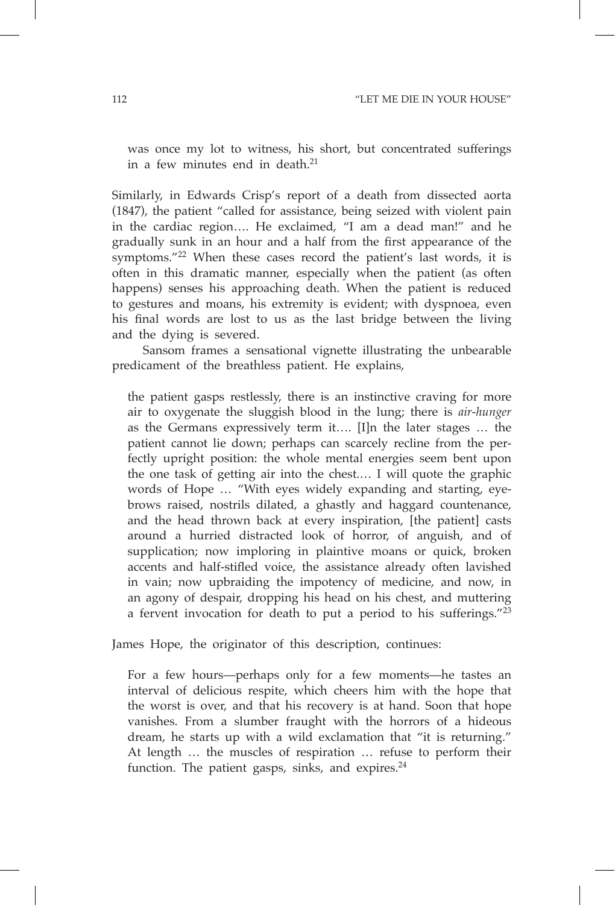> was once my lot to witness, his short, but concentrated sufferings in a few minutes end in death.[21]

Similarly, in Edwards Crisp's report of a death from dissected aorta (1847), the patient "called for assistance, being seized with violent pain in the cardiac region…. He exclaimed, "I am a dead man!" and he gradually sunk in an hour and a half from the first appearance of the symptoms."[22] When these cases record the patient's last words, it is often in this dramatic manner, especially when the patient (as often happens) senses his approaching death. When the patient is reduced to gestures and moans, his extremity is evident; with dyspnoea, even his final words are lost to us as the last bridge between the living and the dying is severed.

Sansom frames a sensational vignette illustrating the unbearable predicament of the breathless patient. He explains,

> the patient gasps restlessly, there is an instinctive craving for more air to oxygenate the sluggish blood in the lung; there is *air-hunger* as the Germans expressively term it…. [I]n the later stages … the patient cannot lie down; perhaps can scarcely recline from the perfectly upright position: the whole mental energies seem bent upon the one task of getting air into the chest.… I will quote the graphic words of Hope … "With eyes widely expanding and starting, eyebrows raised, nostrils dilated, a ghastly and haggard countenance, and the head thrown back at every inspiration, [the patient] casts around a hurried distracted look of horror, of anguish, and of supplication; now imploring in plaintive moans or quick, broken accents and half-stifled voice, the assistance already often lavished in vain; now upbraiding the impotency of medicine, and now, in an agony of despair, dropping his head on his chest, and muttering a fervent invocation for death to put a period to his sufferings."[23]

James Hope, the originator of this description, continues:

> For a few hours—perhaps only for a few moments—he tastes an interval of delicious respite, which cheers him with the hope that the worst is over, and that his recovery is at hand. Soon that hope vanishes. From a slumber fraught with the horrors of a hideous dream, he starts up with a wild exclamation that "it is returning." At length … the muscles of respiration … refuse to perform their function. The patient gasps, sinks, and expires.[24]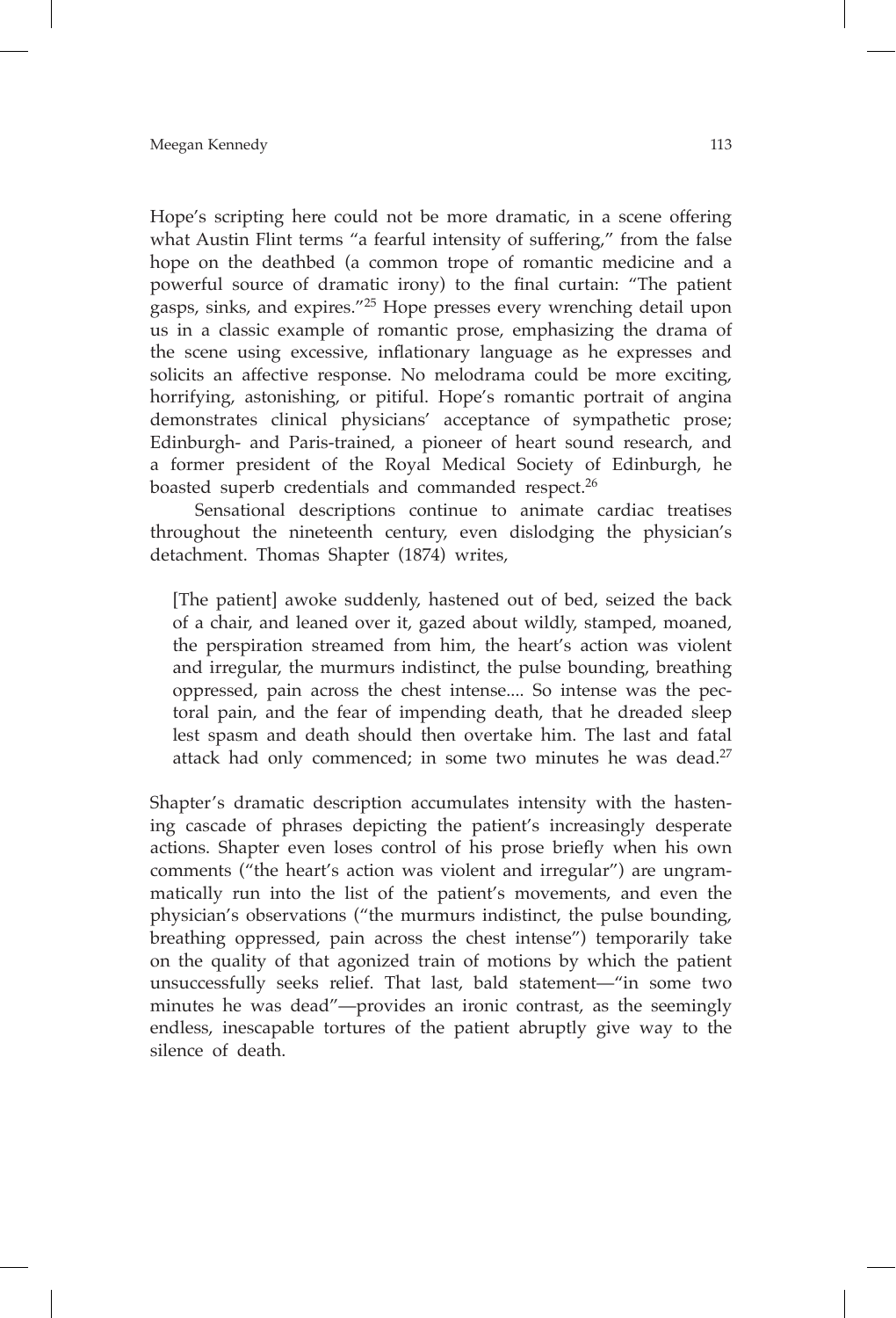Hope's scripting here could not be more dramatic, in a scene offering what Austin Flint terms "a fearful intensity of suffering," from the false hope on the deathbed (a common trope of romantic medicine and a powerful source of dramatic irony) to the final curtain: "The patient gasps, sinks, and expires."[25] Hope presses every wrenching detail upon us in a classic example of romantic prose, emphasizing the drama of the scene using excessive, inflationary language as he expresses and solicits an affective response. No melodrama could be more exciting, horrifying, astonishing, or pitiful. Hope's romantic portrait of angina demonstrates clinical physicians' acceptance of sympathetic prose; Edinburgh- and Paris-trained, a pioneer of heart sound research, and a former president of the Royal Medical Society of Edinburgh, he boasted superb credentials and commanded respect.[26]

Sensational descriptions continue to animate cardiac treatises throughout the nineteenth century, even dislodging the physician's detachment. Thomas Shapter (1874) writes,

> [The patient] awoke suddenly, hastened out of bed, seized the back of a chair, and leaned over it, gazed about wildly, stamped, moaned, the perspiration streamed from him, the heart's action was violent and irregular, the murmurs indistinct, the pulse bounding, breathing oppressed, pain across the chest intense.... So intense was the pectoral pain, and the fear of impending death, that he dreaded sleep lest spasm and death should then overtake him. The last and fatal attack had only commenced; in some two minutes he was dead.[27]

Shapter's dramatic description accumulates intensity with the hastening cascade of phrases depicting the patient's increasingly desperate actions. Shapter even loses control of his prose briefly when his own comments ("the heart's action was violent and irregular") are ungrammatically run into the list of the patient's movements, and even the physician's observations ("the murmurs indistinct, the pulse bounding, breathing oppressed, pain across the chest intense") temporarily take on the quality of that agonized train of motions by which the patient unsuccessfully seeks relief. That last, bald statement—"in some two minutes he was dead"—provides an ironic contrast, as the seemingly endless, inescapable tortures of the patient abruptly give way to the silence of death.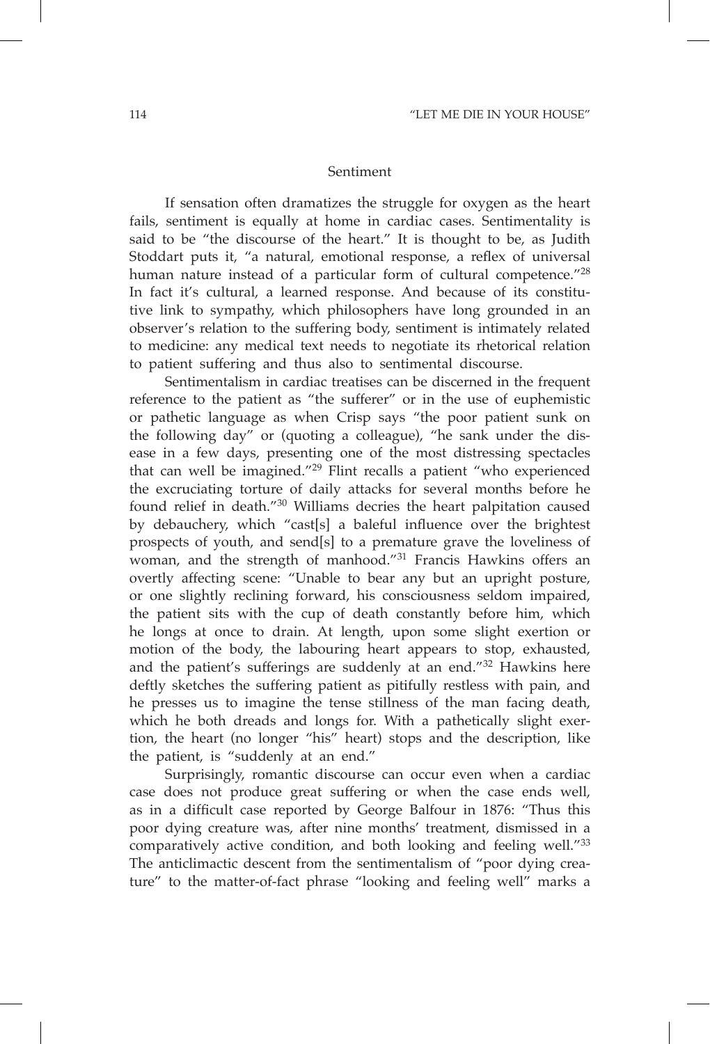## Sentiment

If sensation often dramatizes the struggle for oxygen as the heart fails, sentiment is equally at home in cardiac cases. Sentimentality is said to be "the discourse of the heart." It is thought to be, as Judith Stoddart puts it, "a natural, emotional response, a reflex of universal human nature instead of a particular form of cultural competence."[28] In fact it's cultural, a learned response. And because of its constitutive link to sympathy, which philosophers have long grounded in an observer's relation to the suffering body, sentiment is intimately related to medicine: any medical text needs to negotiate its rhetorical relation to patient suffering and thus also to sentimental discourse.

Sentimentalism in cardiac treatises can be discerned in the frequent reference to the patient as "the sufferer" or in the use of euphemistic or pathetic language as when Crisp says "the poor patient sunk on the following day" or (quoting a colleague), "he sank under the disease in a few days, presenting one of the most distressing spectacles that can well be imagined."[29] Flint recalls a patient "who experienced the excruciating torture of daily attacks for several months before he found relief in death."[30] Williams decries the heart palpitation caused by debauchery, which "cast[s] a baleful influence over the brightest prospects of youth, and send[s] to a premature grave the loveliness of woman, and the strength of manhood."[31] Francis Hawkins offers an overtly affecting scene: "Unable to bear any but an upright posture, or one slightly reclining forward, his consciousness seldom impaired, the patient sits with the cup of death constantly before him, which he longs at once to drain. At length, upon some slight exertion or motion of the body, the labouring heart appears to stop, exhausted, and the patient's sufferings are suddenly at an end."[32] Hawkins here deftly sketches the suffering patient as pitifully restless with pain, and he presses us to imagine the tense stillness of the man facing death, which he both dreads and longs for. With a pathetically slight exertion, the heart (no longer "his" heart) stops and the description, like the patient, is "suddenly at an end."

Surprisingly, romantic discourse can occur even when a cardiac case does not produce great suffering or when the case ends well, as in a difficult case reported by George Balfour in 1876: "Thus this poor dying creature was, after nine months' treatment, dismissed in a comparatively active condition, and both looking and feeling well."[33] The anticlimactic descent from the sentimentalism of "poor dying creature" to the matter-of-fact phrase "looking and feeling well" marks a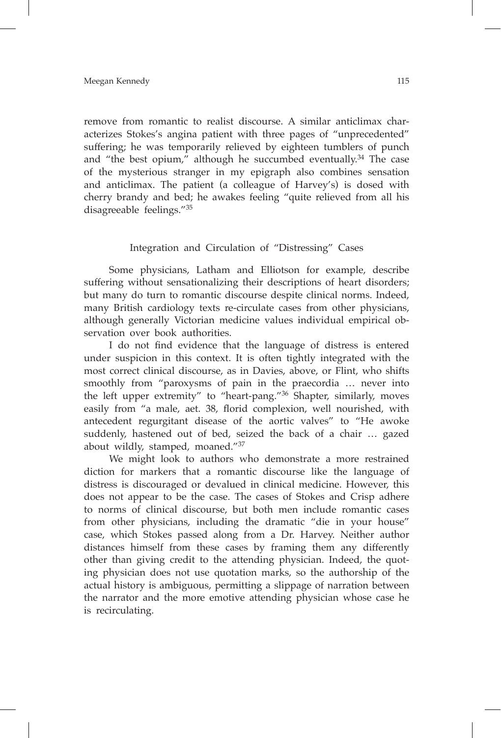remove from romantic to realist discourse. A similar anticlimax characterizes Stokes's angina patient with three pages of "unprecedented" suffering; he was temporarily relieved by eighteen tumblers of punch and "the best opium," although he succumbed eventually.[34] The case of the mysterious stranger in my epigraph also combines sensation and anticlimax. The patient (a colleague of Harvey's) is dosed with cherry brandy and bed; he awakes feeling "quite relieved from all his disagreeable feelings."[35]

## Integration and Circulation of "Distressing" Cases

Some physicians, Latham and Elliotson for example, describe suffering without sensationalizing their descriptions of heart disorders; but many do turn to romantic discourse despite clinical norms. Indeed, many British cardiology texts re-circulate cases from other physicians, although generally Victorian medicine values individual empirical observation over book authorities.

I do not find evidence that the language of distress is entered under suspicion in this context. It is often tightly integrated with the most correct clinical discourse, as in Davies, above, or Flint, who shifts smoothly from "paroxysms of pain in the praecordia … never into the left upper extremity" to "heart-pang."[36] Shapter, similarly, moves easily from "a male, aet. 38, florid complexion, well nourished, with antecedent regurgitant disease of the aortic valves" to "He awoke suddenly, hastened out of bed, seized the back of a chair … gazed about wildly, stamped, moaned."[37]

We might look to authors who demonstrate a more restrained diction for markers that a romantic discourse like the language of distress is discouraged or devalued in clinical medicine. However, this does not appear to be the case. The cases of Stokes and Crisp adhere to norms of clinical discourse, but both men include romantic cases from other physicians, including the dramatic "die in your house" case, which Stokes passed along from a Dr. Harvey. Neither author distances himself from these cases by framing them any differently other than giving credit to the attending physician. Indeed, the quoting physician does not use quotation marks, so the authorship of the actual history is ambiguous, permitting a slippage of narration between the narrator and the more emotive attending physician whose case he is recirculating.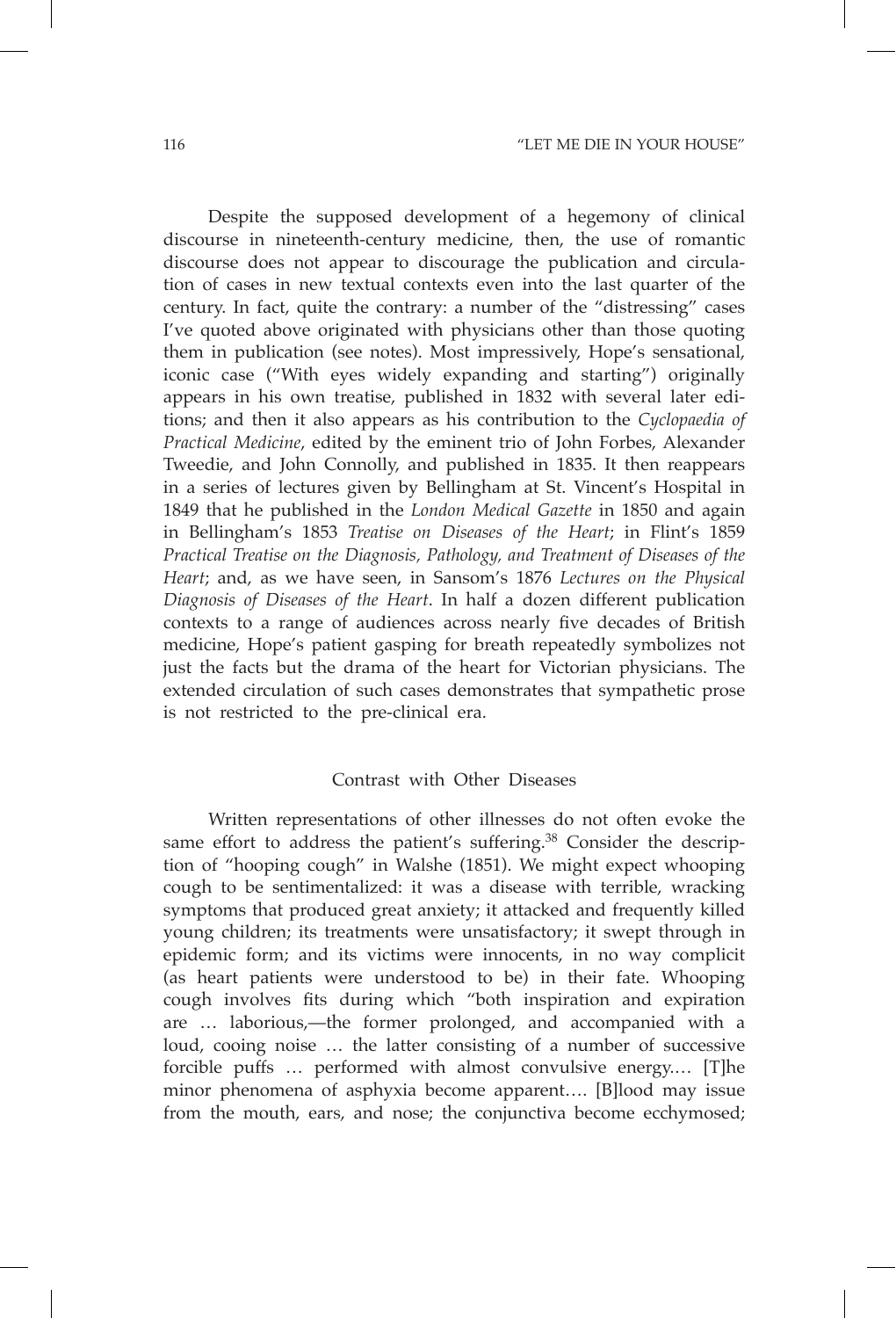Despite the supposed development of a hegemony of clinical discourse in nineteenth-century medicine, then, the use of romantic discourse does not appear to discourage the publication and circulation of cases in new textual contexts even into the last quarter of the century. In fact, quite the contrary: a number of the "distressing" cases I've quoted above originated with physicians other than those quoting them in publication (see notes). Most impressively, Hope's sensational, iconic case ("With eyes widely expanding and starting") originally appears in his own treatise, published in 1832 with several later editions; and then it also appears as his contribution to the *Cyclopaedia of Practical Medicine*, edited by the eminent trio of John Forbes, Alexander Tweedie, and John Connolly, and published in 1835. It then reappears in a series of lectures given by Bellingham at St. Vincent's Hospital in 1849 that he published in the *London Medical Gazette* in 1850 and again in Bellingham's 1853 *Treatise on Diseases of the Heart*; in Flint's 1859 *Practical Treatise on the Diagnosis, Pathology, and Treatment of Diseases of the Heart*; and, as we have seen, in Sansom's 1876 *Lectures on the Physical Diagnosis of Diseases of the Heart*. In half a dozen different publication contexts to a range of audiences across nearly five decades of British medicine, Hope's patient gasping for breath repeatedly symbolizes not just the facts but the drama of the heart for Victorian physicians. The extended circulation of such cases demonstrates that sympathetic prose is not restricted to the pre-clinical era.

## Contrast with Other Diseases

Written representations of other illnesses do not often evoke the same effort to address the patient's suffering.[38] Consider the description of "hooping cough" in Walshe (1851). We might expect whooping cough to be sentimentalized: it was a disease with terrible, wracking symptoms that produced great anxiety; it attacked and frequently killed young children; its treatments were unsatisfactory; it swept through in epidemic form; and its victims were innocents, in no way complicit (as heart patients were understood to be) in their fate. Whooping cough involves fits during which "both inspiration and expiration are … laborious,—the former prolonged, and accompanied with a loud, cooing noise … the latter consisting of a number of successive forcible puffs … performed with almost convulsive energy.… [T]he minor phenomena of asphyxia become apparent…. [B]lood may issue from the mouth, ears, and nose; the conjunctiva become ecchymosed;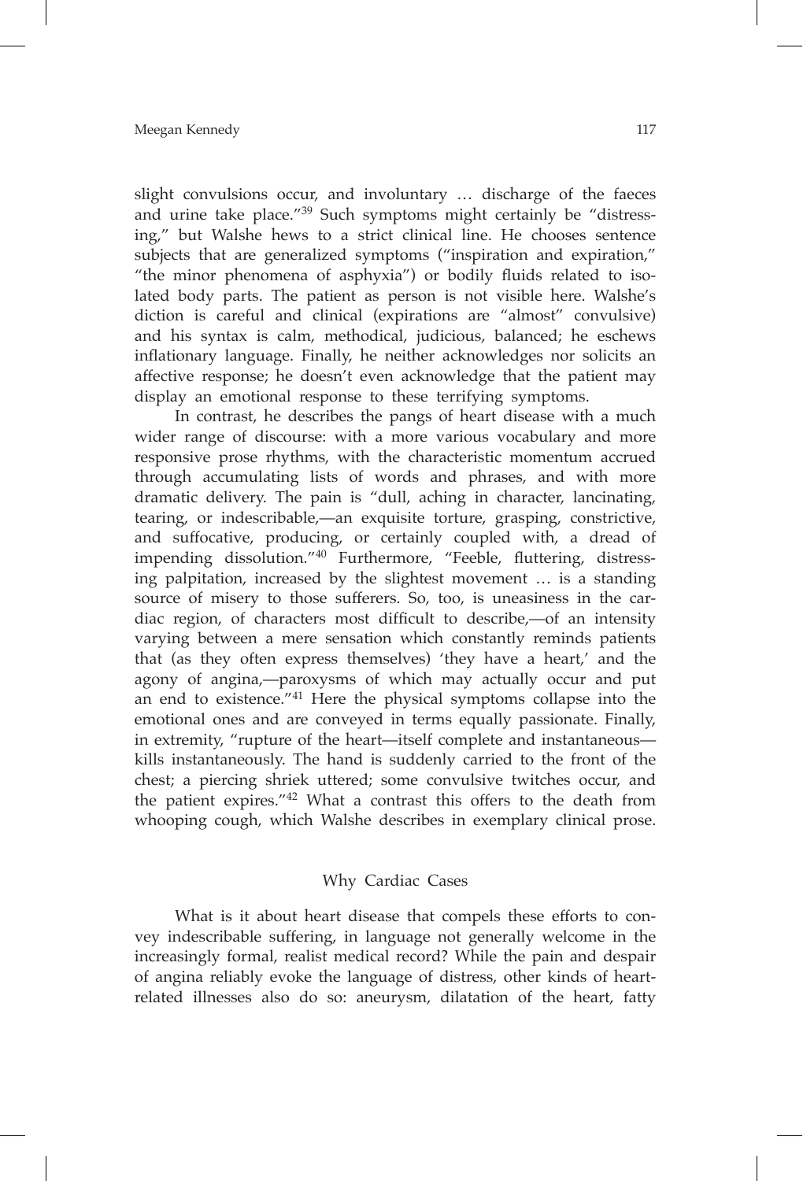slight convulsions occur, and involuntary … discharge of the faeces and urine take place."[39] Such symptoms might certainly be "distressing," but Walshe hews to a strict clinical line. He chooses sentence subjects that are generalized symptoms ("inspiration and expiration," "the minor phenomena of asphyxia") or bodily fluids related to isolated body parts. The patient as person is not visible here. Walshe's diction is careful and clinical (expirations are "almost" convulsive) and his syntax is calm, methodical, judicious, balanced; he eschews inflationary language. Finally, he neither acknowledges nor solicits an affective response; he doesn't even acknowledge that the patient may display an emotional response to these terrifying symptoms.

In contrast, he describes the pangs of heart disease with a much wider range of discourse: with a more various vocabulary and more responsive prose rhythms, with the characteristic momentum accrued through accumulating lists of words and phrases, and with more dramatic delivery. The pain is "dull, aching in character, lancinating, tearing, or indescribable,—an exquisite torture, grasping, constrictive, and suffocative, producing, or certainly coupled with, a dread of impending dissolution."[40] Furthermore, "Feeble, fluttering, distressing palpitation, increased by the slightest movement … is a standing source of misery to those sufferers. So, too, is uneasiness in the cardiac region, of characters most difficult to describe,—of an intensity varying between a mere sensation which constantly reminds patients that (as they often express themselves) 'they have a heart,' and the agony of angina,—paroxysms of which may actually occur and put an end to existence."[41] Here the physical symptoms collapse into the emotional ones and are conveyed in terms equally passionate. Finally, in extremity, "rupture of the heart—itself complete and instantaneous—kills instantaneously. The hand is suddenly carried to the front of the chest; a piercing shriek uttered; some convulsive twitches occur, and the patient expires."[42] What a contrast this offers to the death from whooping cough, which Walshe describes in exemplary clinical prose.

## Why Cardiac Cases

What is it about heart disease that compels these efforts to convey indescribable suffering, in language not generally welcome in the increasingly formal, realist medical record? While the pain and despair of angina reliably evoke the language of distress, other kinds of heart-related illnesses also do so: aneurysm, dilatation of the heart, fatty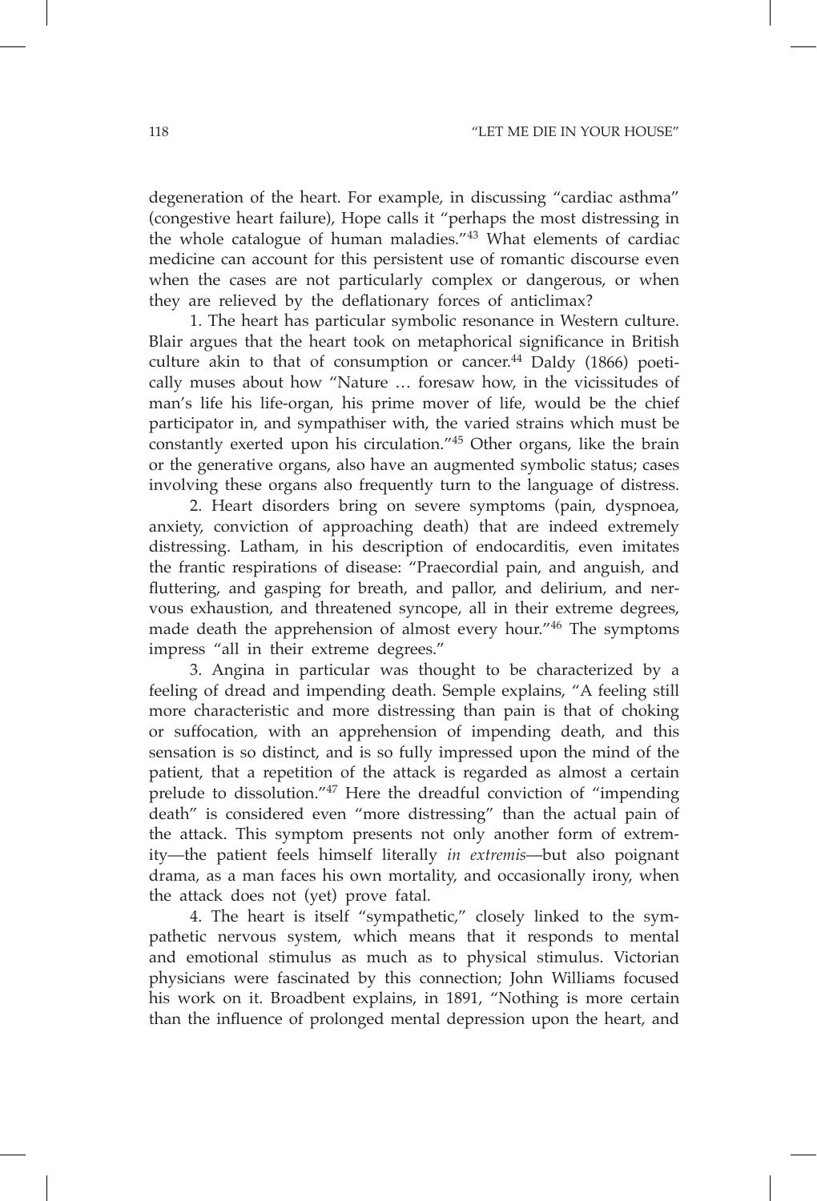degeneration of the heart. For example, in discussing "cardiac asthma" (congestive heart failure), Hope calls it "perhaps the most distressing in the whole catalogue of human maladies."[43] What elements of cardiac medicine can account for this persistent use of romantic discourse even when the cases are not particularly complex or dangerous, or when they are relieved by the deflationary forces of anticlimax?

1. The heart has particular symbolic resonance in Western culture. Blair argues that the heart took on metaphorical significance in British culture akin to that of consumption or cancer.[44] Daldy (1866) poetically muses about how "Nature … foresaw how, in the vicissitudes of man's life his life-organ, his prime mover of life, would be the chief participator in, and sympathiser with, the varied strains which must be constantly exerted upon his circulation."[45] Other organs, like the brain or the generative organs, also have an augmented symbolic status; cases involving these organs also frequently turn to the language of distress.

2. Heart disorders bring on severe symptoms (pain, dyspnoea, anxiety, conviction of approaching death) that are indeed extremely distressing. Latham, in his description of endocarditis, even imitates the frantic respirations of disease: "Praecordial pain, and anguish, and fluttering, and gasping for breath, and pallor, and delirium, and nervous exhaustion, and threatened syncope, all in their extreme degrees, made death the apprehension of almost every hour."[46] The symptoms impress "all in their extreme degrees."

3. Angina in particular was thought to be characterized by a feeling of dread and impending death. Semple explains, "A feeling still more characteristic and more distressing than pain is that of choking or suffocation, with an apprehension of impending death, and this sensation is so distinct, and is so fully impressed upon the mind of the patient, that a repetition of the attack is regarded as almost a certain prelude to dissolution."[47] Here the dreadful conviction of "impending death" is considered even "more distressing" than the actual pain of the attack. This symptom presents not only another form of extremity—the patient feels himself literally *in extremis*—but also poignant drama, as a man faces his own mortality, and occasionally irony, when the attack does not (yet) prove fatal.

4. The heart is itself "sympathetic," closely linked to the sympathetic nervous system, which means that it responds to mental and emotional stimulus as much as to physical stimulus. Victorian physicians were fascinated by this connection; John Williams focused his work on it. Broadbent explains, in 1891, "Nothing is more certain than the influence of prolonged mental depression upon the heart, and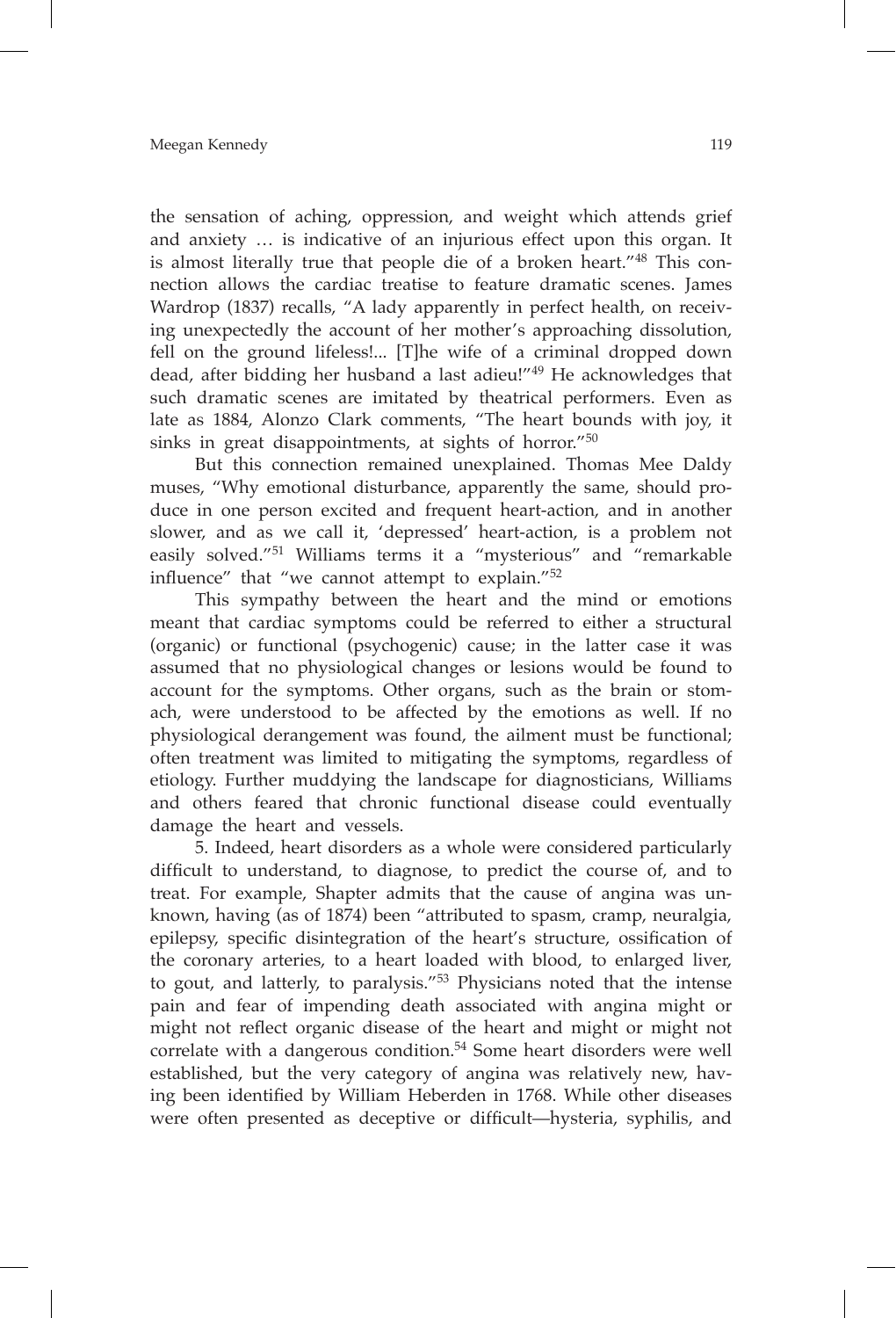the sensation of aching, oppression, and weight which attends grief and anxiety … is indicative of an injurious effect upon this organ. It is almost literally true that people die of a broken heart."[48] This connection allows the cardiac treatise to feature dramatic scenes. James Wardrop (1837) recalls, "A lady apparently in perfect health, on receiving unexpectedly the account of her mother's approaching dissolution, fell on the ground lifeless!... [T]he wife of a criminal dropped down dead, after bidding her husband a last adieu!"[49] He acknowledges that such dramatic scenes are imitated by theatrical performers. Even as late as 1884, Alonzo Clark comments, "The heart bounds with joy, it sinks in great disappointments, at sights of horror."[50]

But this connection remained unexplained. Thomas Mee Daldy muses, "Why emotional disturbance, apparently the same, should produce in one person excited and frequent heart-action, and in another slower, and as we call it, 'depressed' heart-action, is a problem not easily solved."[51] Williams terms it a "mysterious" and "remarkable influence" that "we cannot attempt to explain."[52]

This sympathy between the heart and the mind or emotions meant that cardiac symptoms could be referred to either a structural (organic) or functional (psychogenic) cause; in the latter case it was assumed that no physiological changes or lesions would be found to account for the symptoms. Other organs, such as the brain or stomach, were understood to be affected by the emotions as well. If no physiological derangement was found, the ailment must be functional; often treatment was limited to mitigating the symptoms, regardless of etiology. Further muddying the landscape for diagnosticians, Williams and others feared that chronic functional disease could eventually damage the heart and vessels.

5. Indeed, heart disorders as a whole were considered particularly difficult to understand, to diagnose, to predict the course of, and to treat. For example, Shapter admits that the cause of angina was unknown, having (as of 1874) been "attributed to spasm, cramp, neuralgia, epilepsy, specific disintegration of the heart's structure, ossification of the coronary arteries, to a heart loaded with blood, to enlarged liver, to gout, and latterly, to paralysis."[53] Physicians noted that the intense pain and fear of impending death associated with angina might or might not reflect organic disease of the heart and might or might not correlate with a dangerous condition.[54] Some heart disorders were well established, but the very category of angina was relatively new, having been identified by William Heberden in 1768. While other diseases were often presented as deceptive or difficult—hysteria, syphilis, and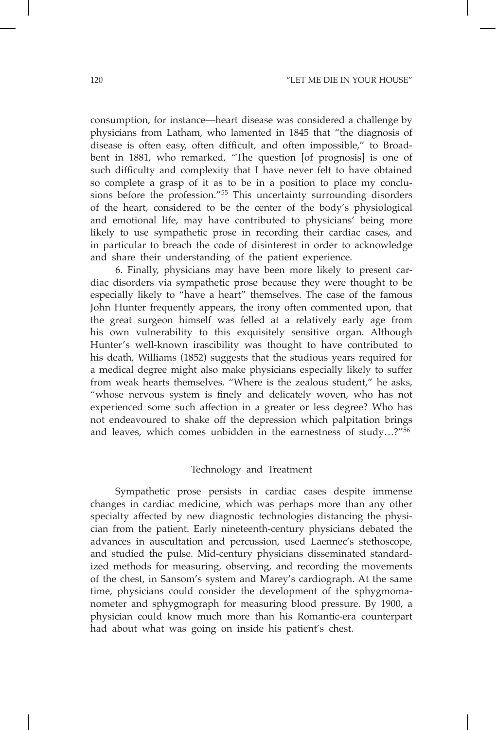consumption, for instance—heart disease was considered a challenge by physicians from Latham, who lamented in 1845 that "the diagnosis of disease is often easy, often difficult, and often impossible," to Broadbent in 1881, who remarked, "The question [of prognosis] is one of such difficulty and complexity that I have never felt to have obtained so complete a grasp of it as to be in a position to place my conclusions before the profession."[55] This uncertainty surrounding disorders of the heart, considered to be the center of the body's physiological and emotional life, may have contributed to physicians' being more likely to use sympathetic prose in recording their cardiac cases, and in particular to breach the code of disinterest in order to acknowledge and share their understanding of the patient experience.

6. Finally, physicians may have been more likely to present cardiac disorders via sympathetic prose because they were thought to be especially likely to "have a heart" themselves. The case of the famous John Hunter frequently appears, the irony often commented upon, that the great surgeon himself was felled at a relatively early age from his own vulnerability to this exquisitely sensitive organ. Although Hunter's well-known irascibility was thought to have contributed to his death, Williams (1852) suggests that the studious years required for a medical degree might also make physicians especially likely to suffer from weak hearts themselves. "Where is the zealous student," he asks, "whose nervous system is finely and delicately woven, who has not experienced some such affection in a greater or less degree? Who has not endeavoured to shake off the depression which palpitation brings and leaves, which comes unbidden in the earnestness of study…?"[56]

## Technology and Treatment

Sympathetic prose persists in cardiac cases despite immense changes in cardiac medicine, which was perhaps more than any other specialty affected by new diagnostic technologies distancing the physician from the patient. Early nineteenth-century physicians debated the advances in auscultation and percussion, used Laennec's stethoscope, and studied the pulse. Mid-century physicians disseminated standardized methods for measuring, observing, and recording the movements of the chest, in Sansom's system and Marey's cardiograph. At the same time, physicians could consider the development of the sphygmomanometer and sphygmograph for measuring blood pressure. By 1900, a physician could know much more than his Romantic-era counterpart had about what was going on inside his patient's chest.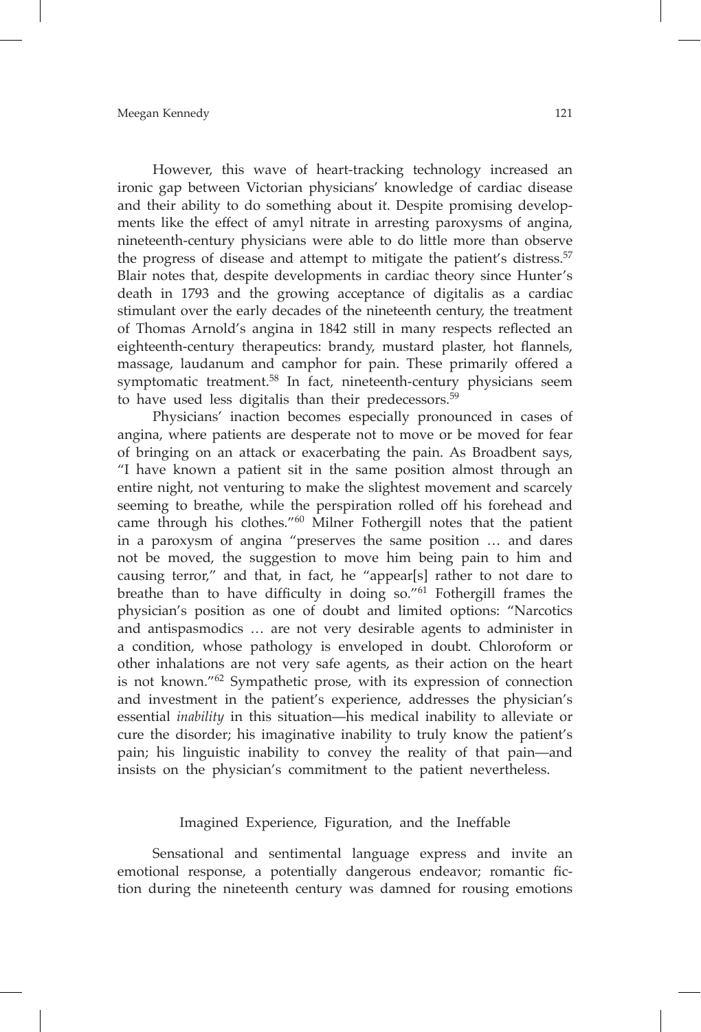However, this wave of heart-tracking technology increased an ironic gap between Victorian physicians' knowledge of cardiac disease and their ability to do something about it. Despite promising developments like the effect of amyl nitrate in arresting paroxysms of angina, nineteenth-century physicians were able to do little more than observe the progress of disease and attempt to mitigate the patient's distress.[57] Blair notes that, despite developments in cardiac theory since Hunter's death in 1793 and the growing acceptance of digitalis as a cardiac stimulant over the early decades of the nineteenth century, the treatment of Thomas Arnold's angina in 1842 still in many respects reflected an eighteenth-century therapeutics: brandy, mustard plaster, hot flannels, massage, laudanum and camphor for pain. These primarily offered a symptomatic treatment.[58] In fact, nineteenth-century physicians seem to have used less digitalis than their predecessors.[59]

Physicians' inaction becomes especially pronounced in cases of angina, where patients are desperate not to move or be moved for fear of bringing on an attack or exacerbating the pain. As Broadbent says, "I have known a patient sit in the same position almost through an entire night, not venturing to make the slightest movement and scarcely seeming to breathe, while the perspiration rolled off his forehead and came through his clothes."[60] Milner Fothergill notes that the patient in a paroxysm of angina "preserves the same position … and dares not be moved, the suggestion to move him being pain to him and causing terror," and that, in fact, he "appear[s] rather to not dare to breathe than to have difficulty in doing so."[61] Fothergill frames the physician's position as one of doubt and limited options: "Narcotics and antispasmodics … are not very desirable agents to administer in a condition, whose pathology is enveloped in doubt. Chloroform or other inhalations are not very safe agents, as their action on the heart is not known."[62] Sympathetic prose, with its expression of connection and investment in the patient's experience, addresses the physician's essential *inability* in this situation—his medical inability to alleviate or cure the disorder; his imaginative inability to truly know the patient's pain; his linguistic inability to convey the reality of that pain—and insists on the physician's commitment to the patient nevertheless.

## Imagined Experience, Figuration, and the Ineffable

Sensational and sentimental language express and invite an emotional response, a potentially dangerous endeavor; romantic fiction during the nineteenth century was damned for rousing emotions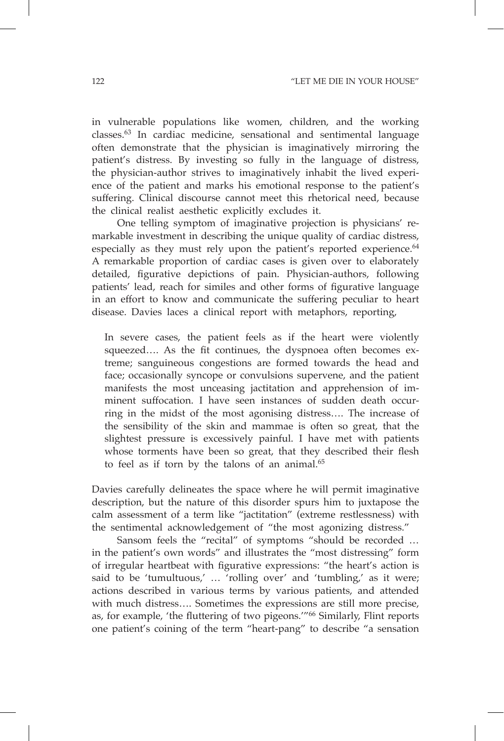in vulnerable populations like women, children, and the working classes.[63] In cardiac medicine, sensational and sentimental language often demonstrate that the physician is imaginatively mirroring the patient's distress. By investing so fully in the language of distress, the physician-author strives to imaginatively inhabit the lived experience of the patient and marks his emotional response to the patient's suffering. Clinical discourse cannot meet this rhetorical need, because the clinical realist aesthetic explicitly excludes it.

One telling symptom of imaginative projection is physicians' remarkable investment in describing the unique quality of cardiac distress, especially as they must rely upon the patient's reported experience.[64] A remarkable proportion of cardiac cases is given over to elaborately detailed, figurative depictions of pain. Physician-authors, following patients' lead, reach for similes and other forms of figurative language in an effort to know and communicate the suffering peculiar to heart disease. Davies laces a clinical report with metaphors, reporting,

> In severe cases, the patient feels as if the heart were violently squeezed…. As the fit continues, the dyspnoea often becomes extreme; sanguineous congestions are formed towards the head and face; occasionally syncope or convulsions supervene, and the patient manifests the most unceasing jactitation and apprehension of imminent suffocation. I have seen instances of sudden death occurring in the midst of the most agonising distress…. The increase of the sensibility of the skin and mammae is often so great, that the slightest pressure is excessively painful. I have met with patients whose torments have been so great, that they described their flesh to feel as if torn by the talons of an animal.[65]

Davies carefully delineates the space where he will permit imaginative description, but the nature of this disorder spurs him to juxtapose the calm assessment of a term like "jactitation" (extreme restlessness) with the sentimental acknowledgement of "the most agonizing distress."

Sansom feels the "recital" of symptoms "should be recorded … in the patient's own words" and illustrates the "most distressing" form of irregular heartbeat with figurative expressions: "the heart's action is said to be 'tumultuous,' … 'rolling over' and 'tumbling,' as it were; actions described in various terms by various patients, and attended with much distress…. Sometimes the expressions are still more precise, as, for example, 'the fluttering of two pigeons.'"[66] Similarly, Flint reports one patient's coining of the term "heart-pang" to describe "a sensation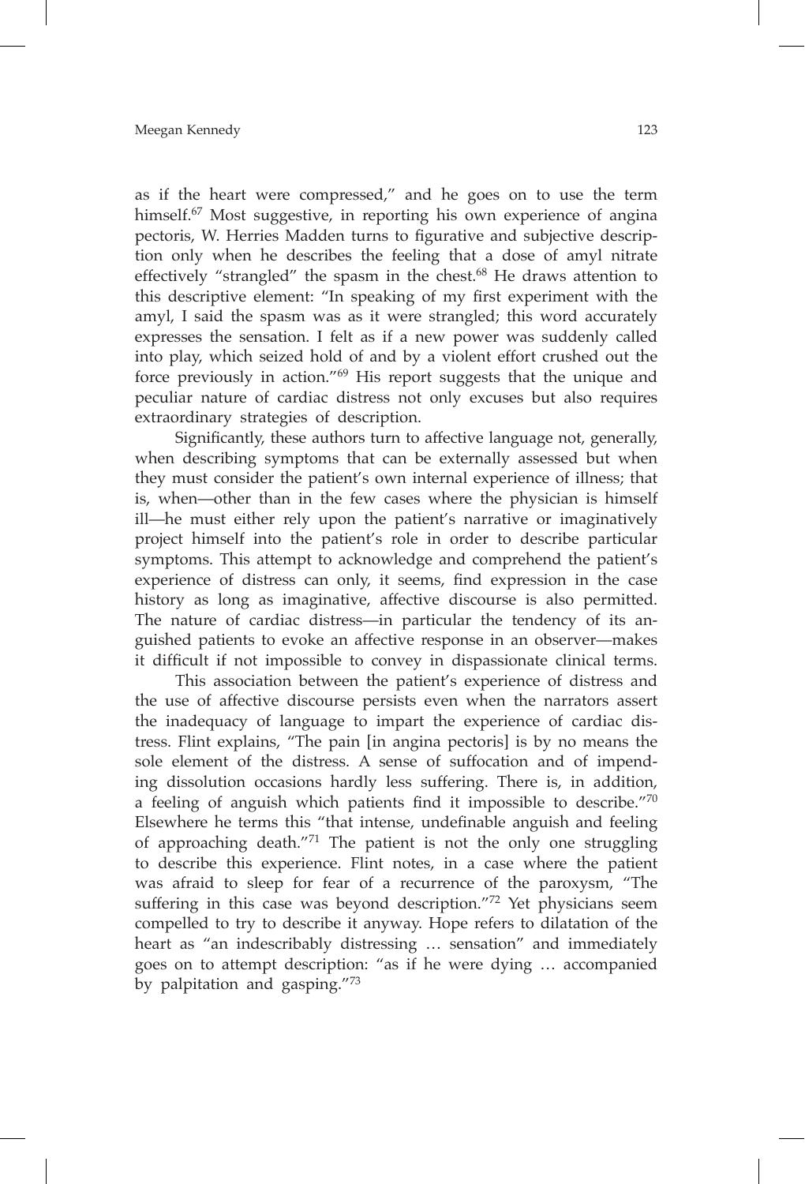as if the heart were compressed," and he goes on to use the term himself.[67] Most suggestive, in reporting his own experience of angina pectoris, W. Herries Madden turns to figurative and subjective description only when he describes the feeling that a dose of amyl nitrate effectively "strangled" the spasm in the chest.[68] He draws attention to this descriptive element: "In speaking of my first experiment with the amyl, I said the spasm was as it were strangled; this word accurately expresses the sensation. I felt as if a new power was suddenly called into play, which seized hold of and by a violent effort crushed out the force previously in action."[69] His report suggests that the unique and peculiar nature of cardiac distress not only excuses but also requires extraordinary strategies of description.

Significantly, these authors turn to affective language not, generally, when describing symptoms that can be externally assessed but when they must consider the patient's own internal experience of illness; that is, when—other than in the few cases where the physician is himself ill—he must either rely upon the patient's narrative or imaginatively project himself into the patient's role in order to describe particular symptoms. This attempt to acknowledge and comprehend the patient's experience of distress can only, it seems, find expression in the case history as long as imaginative, affective discourse is also permitted. The nature of cardiac distress—in particular the tendency of its anguished patients to evoke an affective response in an observer—makes it difficult if not impossible to convey in dispassionate clinical terms.

This association between the patient's experience of distress and the use of affective discourse persists even when the narrators assert the inadequacy of language to impart the experience of cardiac distress. Flint explains, "The pain [in angina pectoris] is by no means the sole element of the distress. A sense of suffocation and of impending dissolution occasions hardly less suffering. There is, in addition, a feeling of anguish which patients find it impossible to describe."[70] Elsewhere he terms this "that intense, undefinable anguish and feeling of approaching death."[71] The patient is not the only one struggling to describe this experience. Flint notes, in a case where the patient was afraid to sleep for fear of a recurrence of the paroxysm, "The suffering in this case was beyond description."[72] Yet physicians seem compelled to try to describe it anyway. Hope refers to dilatation of the heart as "an indescribably distressing … sensation" and immediately goes on to attempt description: "as if he were dying … accompanied by palpitation and gasping."[73]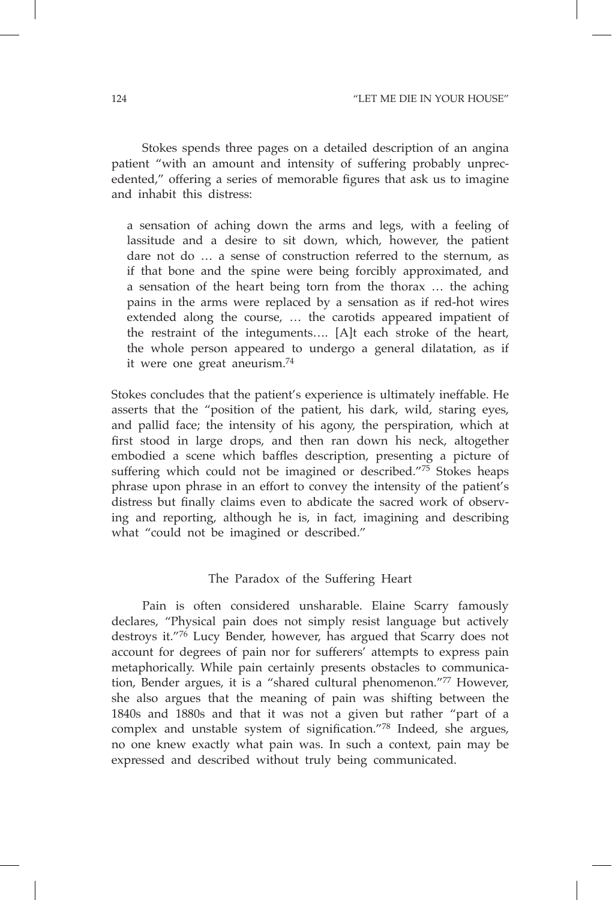Stokes spends three pages on a detailed description of an angina patient "with an amount and intensity of suffering probably unprecedented," offering a series of memorable figures that ask us to imagine and inhabit this distress:

> a sensation of aching down the arms and legs, with a feeling of lassitude and a desire to sit down, which, however, the patient dare not do … a sense of construction referred to the sternum, as if that bone and the spine were being forcibly approximated, and a sensation of the heart being torn from the thorax … the aching pains in the arms were replaced by a sensation as if red-hot wires extended along the course, … the carotids appeared impatient of the restraint of the integuments…. [A]t each stroke of the heart, the whole person appeared to undergo a general dilatation, as if it were one great aneurism.[74]

Stokes concludes that the patient's experience is ultimately ineffable. He asserts that the "position of the patient, his dark, wild, staring eyes, and pallid face; the intensity of his agony, the perspiration, which at first stood in large drops, and then ran down his neck, altogether embodied a scene which baffles description, presenting a picture of suffering which could not be imagined or described."[75] Stokes heaps phrase upon phrase in an effort to convey the intensity of the patient's distress but finally claims even to abdicate the sacred work of observing and reporting, although he is, in fact, imagining and describing what "could not be imagined or described."

## The Paradox of the Suffering Heart

Pain is often considered unsharable. Elaine Scarry famously declares, "Physical pain does not simply resist language but actively destroys it."[76] Lucy Bender, however, has argued that Scarry does not account for degrees of pain nor for sufferers' attempts to express pain metaphorically. While pain certainly presents obstacles to communication, Bender argues, it is a "shared cultural phenomenon."[77] However, she also argues that the meaning of pain was shifting between the 1840s and 1880s and that it was not a given but rather "part of a complex and unstable system of signification."[78] Indeed, she argues, no one knew exactly what pain was. In such a context, pain may be expressed and described without truly being communicated.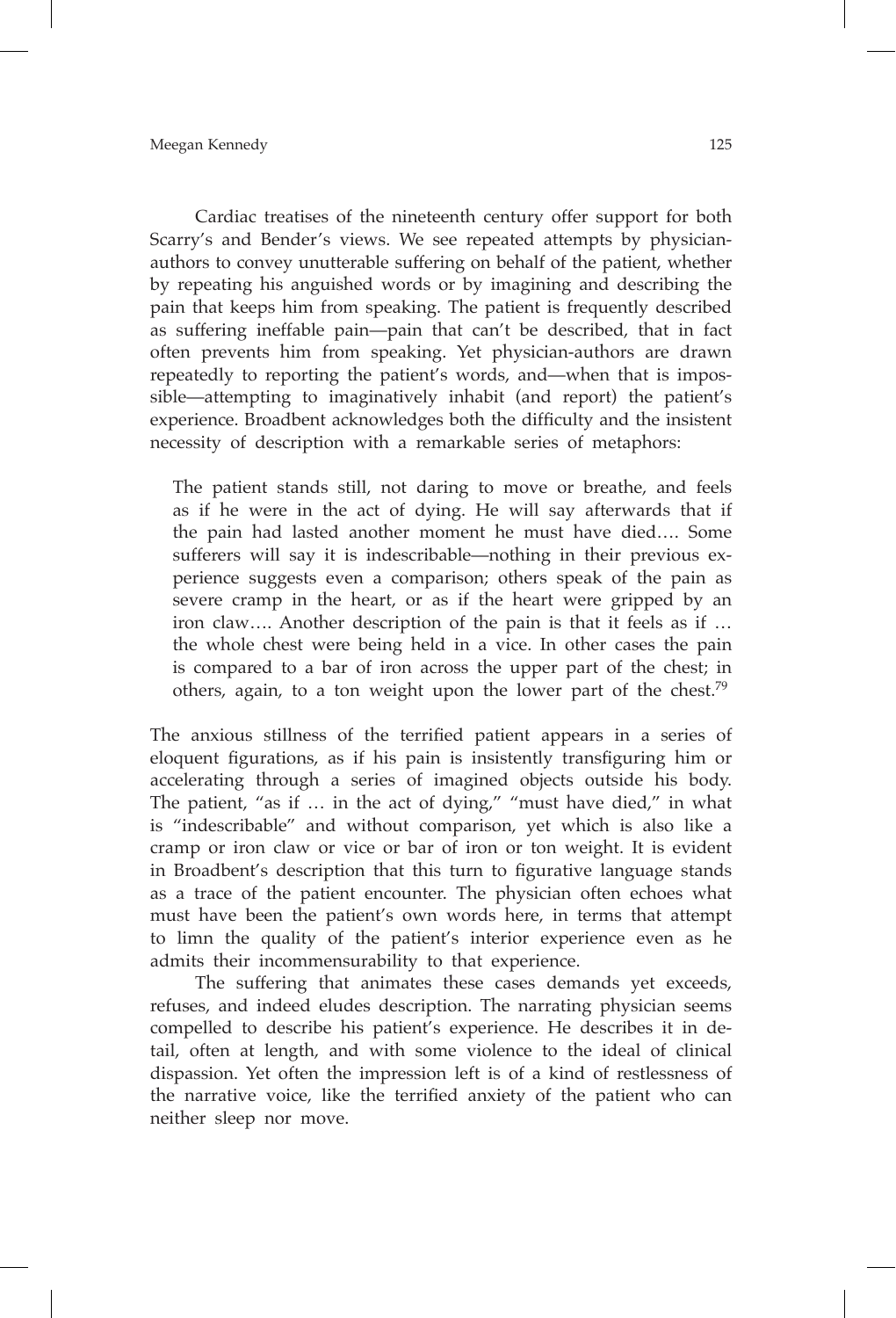Cardiac treatises of the nineteenth century offer support for both Scarry's and Bender's views. We see repeated attempts by physician-authors to convey unutterable suffering on behalf of the patient, whether by repeating his anguished words or by imagining and describing the pain that keeps him from speaking. The patient is frequently described as suffering ineffable pain—pain that can't be described, that in fact often prevents him from speaking. Yet physician-authors are drawn repeatedly to reporting the patient's words, and—when that is impossible—attempting to imaginatively inhabit (and report) the patient's experience. Broadbent acknowledges both the difficulty and the insistent necessity of description with a remarkable series of metaphors:

> The patient stands still, not daring to move or breathe, and feels as if he were in the act of dying. He will say afterwards that if the pain had lasted another moment he must have died…. Some sufferers will say it is indescribable—nothing in their previous experience suggests even a comparison; others speak of the pain as severe cramp in the heart, or as if the heart were gripped by an iron claw…. Another description of the pain is that it feels as if … the whole chest were being held in a vice. In other cases the pain is compared to a bar of iron across the upper part of the chest; in others, again, to a ton weight upon the lower part of the chest.[79]

The anxious stillness of the terrified patient appears in a series of eloquent figurations, as if his pain is insistently transfiguring him or accelerating through a series of imagined objects outside his body. The patient, "as if … in the act of dying," "must have died," in what is "indescribable" and without comparison, yet which is also like a cramp or iron claw or vice or bar of iron or ton weight. It is evident in Broadbent's description that this turn to figurative language stands as a trace of the patient encounter. The physician often echoes what must have been the patient's own words here, in terms that attempt to limn the quality of the patient's interior experience even as he admits their incommensurability to that experience.

The suffering that animates these cases demands yet exceeds, refuses, and indeed eludes description. The narrating physician seems compelled to describe his patient's experience. He describes it in detail, often at length, and with some violence to the ideal of clinical dispassion. Yet often the impression left is of a kind of restlessness of the narrative voice, like the terrified anxiety of the patient who can neither sleep nor move.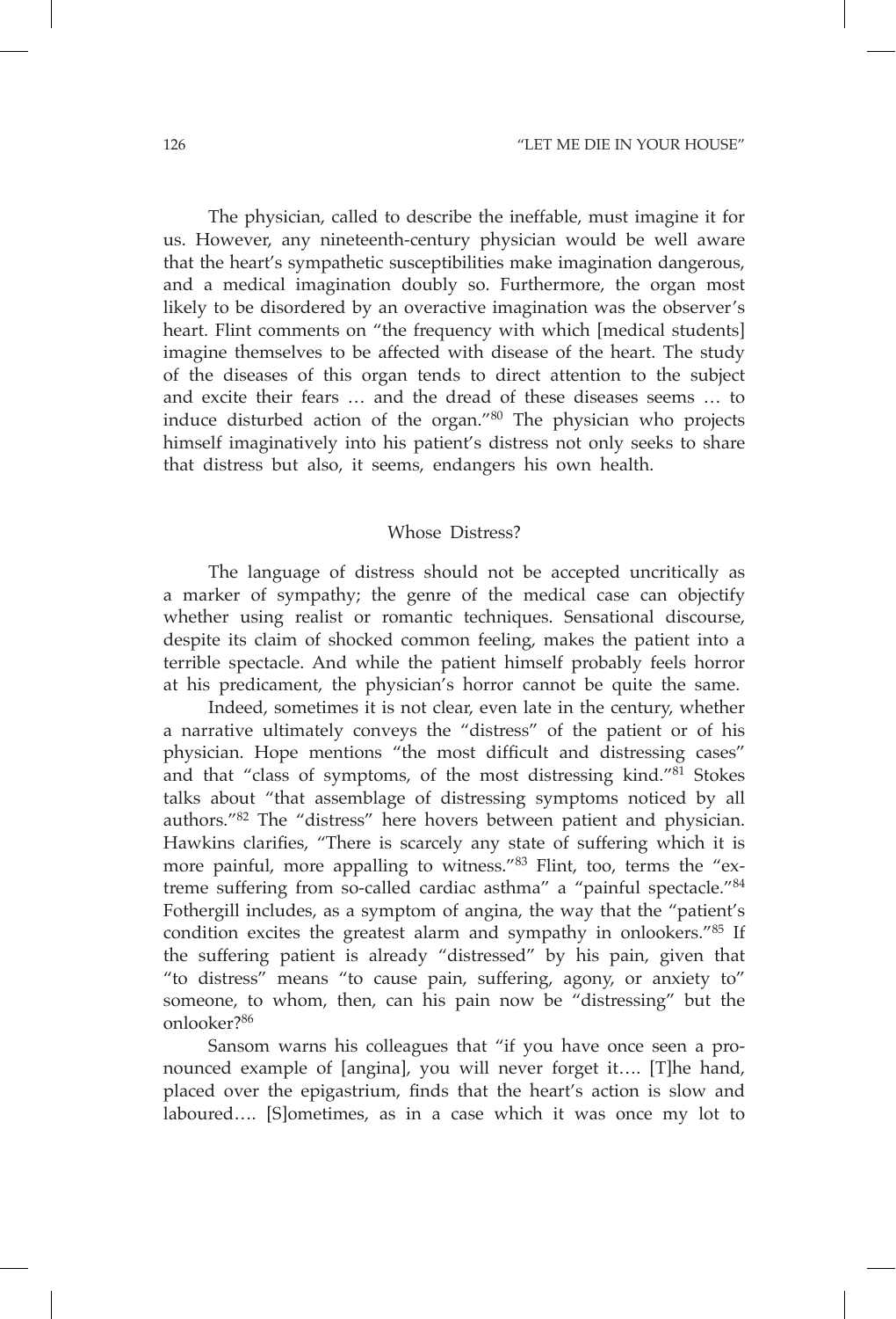The physician, called to describe the ineffable, must imagine it for us. However, any nineteenth-century physician would be well aware that the heart's sympathetic susceptibilities make imagination dangerous, and a medical imagination doubly so. Furthermore, the organ most likely to be disordered by an overactive imagination was the observer's heart. Flint comments on "the frequency with which [medical students] imagine themselves to be affected with disease of the heart. The study of the diseases of this organ tends to direct attention to the subject and excite their fears … and the dread of these diseases seems … to induce disturbed action of the organ."[80] The physician who projects himself imaginatively into his patient's distress not only seeks to share that distress but also, it seems, endangers his own health.

## Whose Distress?

The language of distress should not be accepted uncritically as a marker of sympathy; the genre of the medical case can objectify whether using realist or romantic techniques. Sensational discourse, despite its claim of shocked common feeling, makes the patient into a terrible spectacle. And while the patient himself probably feels horror at his predicament, the physician's horror cannot be quite the same.

Indeed, sometimes it is not clear, even late in the century, whether a narrative ultimately conveys the "distress" of the patient or of his physician. Hope mentions "the most difficult and distressing cases" and that "class of symptoms, of the most distressing kind."[81] Stokes talks about "that assemblage of distressing symptoms noticed by all authors."[82] The "distress" here hovers between patient and physician. Hawkins clarifies, "There is scarcely any state of suffering which it is more painful, more appalling to witness."[83] Flint, too, terms the "extreme suffering from so-called cardiac asthma" a "painful spectacle."[84] Fothergill includes, as a symptom of angina, the way that the "patient's condition excites the greatest alarm and sympathy in onlookers."[85] If the suffering patient is already "distressed" by his pain, given that "to distress" means "to cause pain, suffering, agony, or anxiety to" someone, to whom, then, can his pain now be "distressing" but the onlooker?[86]

Sansom warns his colleagues that "if you have once seen a pronounced example of [angina], you will never forget it…. [T]he hand, placed over the epigastrium, finds that the heart's action is slow and laboured…. [S]ometimes, as in a case which it was once my lot to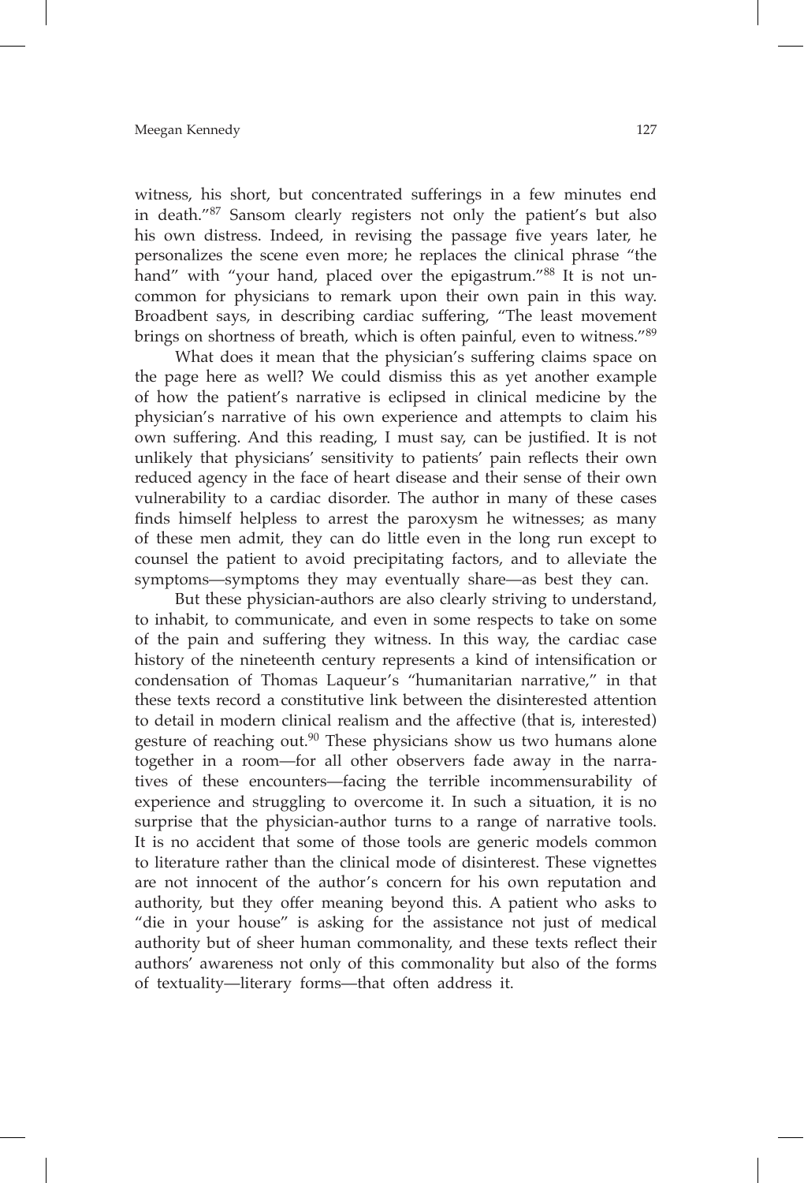witness, his short, but concentrated sufferings in a few minutes end in death."[87] Sansom clearly registers not only the patient's but also his own distress. Indeed, in revising the passage five years later, he personalizes the scene even more; he replaces the clinical phrase "the hand" with "your hand, placed over the epigastrum."[88] It is not uncommon for physicians to remark upon their own pain in this way. Broadbent says, in describing cardiac suffering, "The least movement brings on shortness of breath, which is often painful, even to witness."[89]

What does it mean that the physician's suffering claims space on the page here as well? We could dismiss this as yet another example of how the patient's narrative is eclipsed in clinical medicine by the physician's narrative of his own experience and attempts to claim his own suffering. And this reading, I must say, can be justified. It is not unlikely that physicians' sensitivity to patients' pain reflects their own reduced agency in the face of heart disease and their sense of their own vulnerability to a cardiac disorder. The author in many of these cases finds himself helpless to arrest the paroxysm he witnesses; as many of these men admit, they can do little even in the long run except to counsel the patient to avoid precipitating factors, and to alleviate the symptoms—symptoms they may eventually share—as best they can.

But these physician-authors are also clearly striving to understand, to inhabit, to communicate, and even in some respects to take on some of the pain and suffering they witness. In this way, the cardiac case history of the nineteenth century represents a kind of intensification or condensation of Thomas Laqueur's "humanitarian narrative," in that these texts record a constitutive link between the disinterested attention to detail in modern clinical realism and the affective (that is, interested) gesture of reaching out.[90] These physicians show us two humans alone together in a room—for all other observers fade away in the narratives of these encounters—facing the terrible incommensurability of experience and struggling to overcome it. In such a situation, it is no surprise that the physician-author turns to a range of narrative tools. It is no accident that some of those tools are generic models common to literature rather than the clinical mode of disinterest. These vignettes are not innocent of the author's concern for his own reputation and authority, but they offer meaning beyond this. A patient who asks to "die in your house" is asking for the assistance not just of medical authority but of sheer human commonality, and these texts reflect their authors' awareness not only of this commonality but also of the forms of textuality—literary forms—that often address it.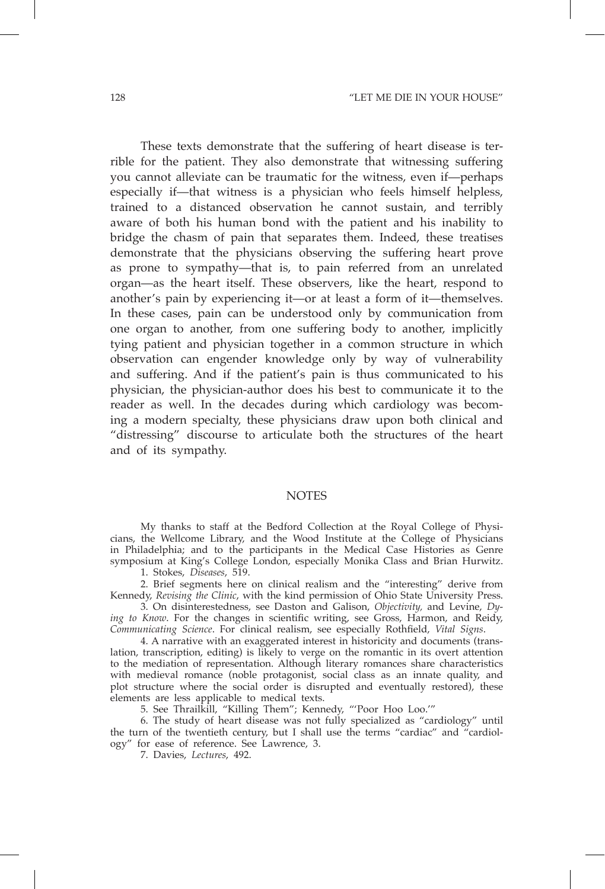These texts demonstrate that the suffering of heart disease is terrible for the patient. They also demonstrate that witnessing suffering you cannot alleviate can be traumatic for the witness, even if—perhaps especially if—that witness is a physician who feels himself helpless, trained to a distanced observation he cannot sustain, and terribly aware of both his human bond with the patient and his inability to bridge the chasm of pain that separates them. Indeed, these treatises demonstrate that the physicians observing the suffering heart prove as prone to sympathy—that is, to pain referred from an unrelated organ—as the heart itself. These observers, like the heart, respond to another's pain by experiencing it—or at least a form of it—themselves. In these cases, pain can be understood only by communication from one organ to another, from one suffering body to another, implicitly tying patient and physician together in a common structure in which observation can engender knowledge only by way of vulnerability and suffering. And if the patient's pain is thus communicated to his physician, the physician-author does his best to communicate it to the reader as well. In the decades during which cardiology was becoming a modern specialty, these physicians draw upon both clinical and "distressing" discourse to articulate both the structures of the heart and of its sympathy.

## NOTES

My thanks to staff at the Bedford Collection at the Royal College of Physicians, the Wellcome Library, and the Wood Institute at the College of Physicians in Philadelphia; and to the participants in the Medical Case Histories as Genre symposium at King's College London, especially Monika Class and Brian Hurwitz.

1. Stokes, *Diseases*, 519.

2. Brief segments here on clinical realism and the "interesting" derive from Kennedy, *Revising the Clinic*, with the kind permission of Ohio State University Press.

3. On disinterestedness, see Daston and Galison, *Objectivity,* and Levine, *Dying to Know*. For the changes in scientific writing, see Gross, Harmon, and Reidy, *Communicating Science*. For clinical realism, see especially Rothfield, *Vital Signs*.

4. A narrative with an exaggerated interest in historicity and documents (translation, transcription, editing) is likely to verge on the romantic in its overt attention to the mediation of representation. Although literary romances share characteristics with medieval romance (noble protagonist, social class as an innate quality, and plot structure where the social order is disrupted and eventually restored), these elements are less applicable to medical texts.

5. See Thrailkill, "Killing Them"; Kennedy, "'Poor Hoo Loo.'"

6. The study of heart disease was not fully specialized as "cardiology" until the turn of the twentieth century, but I shall use the terms "cardiac" and "cardiology" for ease of reference. See Lawrence, 3.

7. Davies, *Lectures*, 492.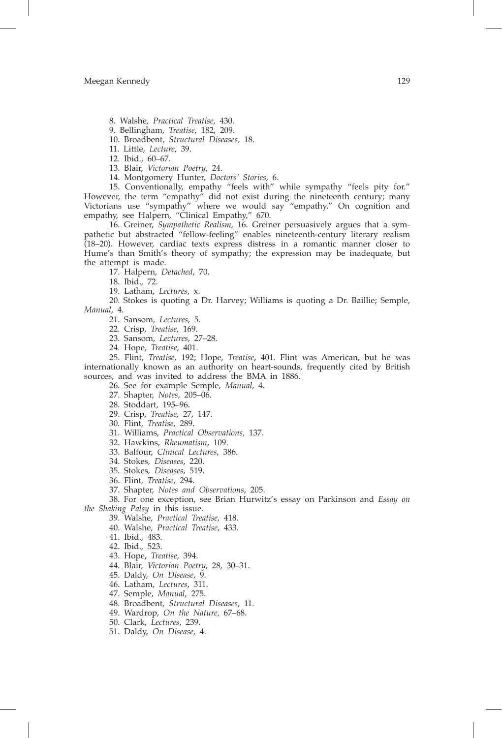8. Walshe, *Practical Treatise*, 430.

9. Bellingham, *Treatise*, 182, 209.

10. Broadbent, *Structural Diseases,* 18.

11. Little, *Lecture*, 39.

12. Ibid., 60–67.

13. Blair, *Victorian Poetry*, 24.

14. Montgomery Hunter, *Doctors' Stories*, 6.

15. Conventionally, empathy "feels with" while sympathy "feels pity for." However, the term "empathy" did not exist during the nineteenth century; many Victorians use "sympathy" where we would say "empathy." On cognition and empathy, see Halpern, "Clinical Empathy," 670.

16. Greiner, *Sympathetic Realism*, 16. Greiner persuasively argues that a sympathetic but abstracted "fellow-feeling" enables nineteenth-century literary realism (18–20). However, cardiac texts express distress in a romantic manner closer to Hume's than Smith's theory of sympathy; the expression may be inadequate, but the attempt is made.

17. Halpern, *Detached*, 70.

18. Ibid., 72.

19. Latham, *Lectures*, x.

20. Stokes is quoting a Dr. Harvey; Williams is quoting a Dr. Baillie; Semple, *Manual*, 4.

21. Sansom, *Lectures*, 5.

22. Crisp, *Treatise*, 169.

23. Sansom, *Lectures*, 27–28.

24. Hope, *Treatise*, 401.

25. Flint, *Treatise*, 192; Hope, *Treatise*, 401. Flint was American, but he was internationally known as an authority on heart-sounds, frequently cited by British sources, and was invited to address the BMA in 1886.

26. See for example Semple, *Manual*, 4.

27. Shapter, *Notes*, 205–06.

28. Stoddart, 195–96.

29. Crisp, *Treatise*, 27, 147.

30. Flint, *Treatise*, 289.

31. Williams, *Practical Observations*, 137.

32. Hawkins, *Rheumatism*, 109.

33. Balfour, *Clinical Lectures*, 386.

34. Stokes, *Diseases*, 220.

35. Stokes, *Diseases*, 519.

36. Flint, *Treatise*, 294.

37. Shapter, *Notes and Observations*, 205.

38. For one exception, see Brian Hurwitz's essay on Parkinson and *Essay on the Shaking Palsy* in this issue.

39. Walshe, *Practical Treatise*, 418.

40. Walshe, *Practical Treatise*, 433.

41. Ibid., 483.

42. Ibid., 523.

43. Hope, *Treatise*, 394.

44. Blair, *Victorian Poetry*, 28, 30–31.

45. Daldy, *On Disease*, 9.

46. Latham, *Lectures*, 311.

47. Semple, *Manual*, 275.

48. Broadbent, *Structural Diseases*, 11.

49. Wardrop, *On the Nature,* 67–68.

50. Clark, *Lectures*, 239.

51. Daldy, *On Disease*, 4.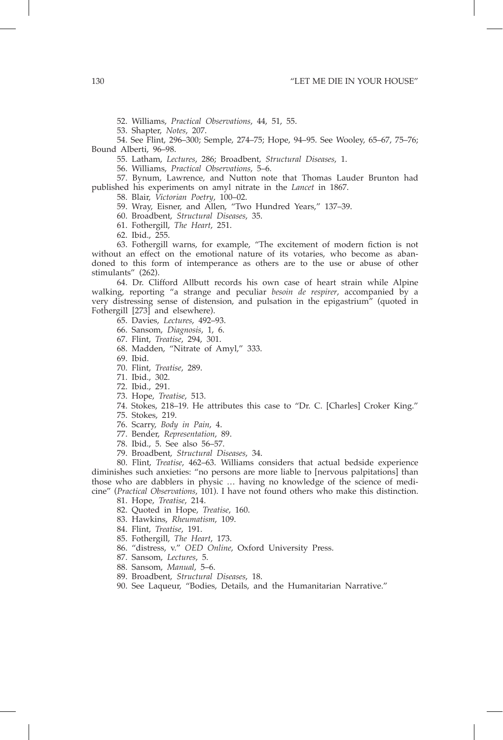52. Williams, *Practical Observations*, 44, 51, 55.

53. Shapter, *Notes*, 207.

54. See Flint, 296–300; Semple, 274–75; Hope, 94–95. See Wooley, 65–67, 75–76; Bound Alberti, 96–98.

55. Latham, *Lectures*, 286; Broadbent, *Structural Diseases*, 1.

56. Williams, *Practical Observations*, 5–6.

57. Bynum, Lawrence, and Nutton note that Thomas Lauder Brunton had published his experiments on amyl nitrate in the *Lancet* in 1867.

58. Blair, *Victorian Poetry*, 100–02.

59. Wray, Eisner, and Allen, "Two Hundred Years," 137–39.

60. Broadbent, *Structural Diseases*, 35.

61. Fothergill, *The Heart*, 251.

62. Ibid., 255.

63. Fothergill warns, for example, "The excitement of modern fiction is not without an effect on the emotional nature of its votaries, who become as abandoned to this form of intemperance as others are to the use or abuse of other stimulants" (262).

64. Dr. Clifford Allbutt records his own case of heart strain while Alpine walking, reporting "a strange and peculiar *besoin de respirer*, accompanied by a very distressing sense of distension, and pulsation in the epigastrium" (quoted in Fothergill [273] and elsewhere).

65. Davies, *Lectures*, 492–93.

66. Sansom, *Diagnosis*, 1, 6.

67. Flint, *Treatise*, 294, 301.

68. Madden, "Nitrate of Amyl," 333.

69. Ibid.

70. Flint, *Treatise*, 289.

71. Ibid., 302.

72. Ibid., 291.

73. Hope, *Treatise*, 513.

74. Stokes, 218–19. He attributes this case to "Dr. C. [Charles] Croker King."

75. Stokes, 219.

76. Scarry, *Body in Pain*, 4.

77. Bender, *Representation*, 89.

78. Ibid., 5. See also 56–57.

79. Broadbent, *Structural Diseases*, 34.

80. Flint, *Treatise*, 462–63. Williams considers that actual bedside experience diminishes such anxieties: "no persons are more liable to [nervous palpitations] than those who are dabblers in physic … having no knowledge of the science of medicine" (*Practical Observations*, 101). I have not found others who make this distinction.

81. Hope, *Treatise*, 214.

82. Quoted in Hope, *Treatise*, 160.

83. Hawkins, *Rheumatism*, 109.

84. Flint, *Treatise*, 191.

85. Fothergill, *The Heart*, 173.

86. "distress, v." *OED Online*, Oxford University Press.

87. Sansom, *Lectures*, 5.

88. Sansom, *Manual*, 5–6.

89. Broadbent, *Structural Diseases*, 18.

90. See Laqueur, "Bodies, Details, and the Humanitarian Narrative."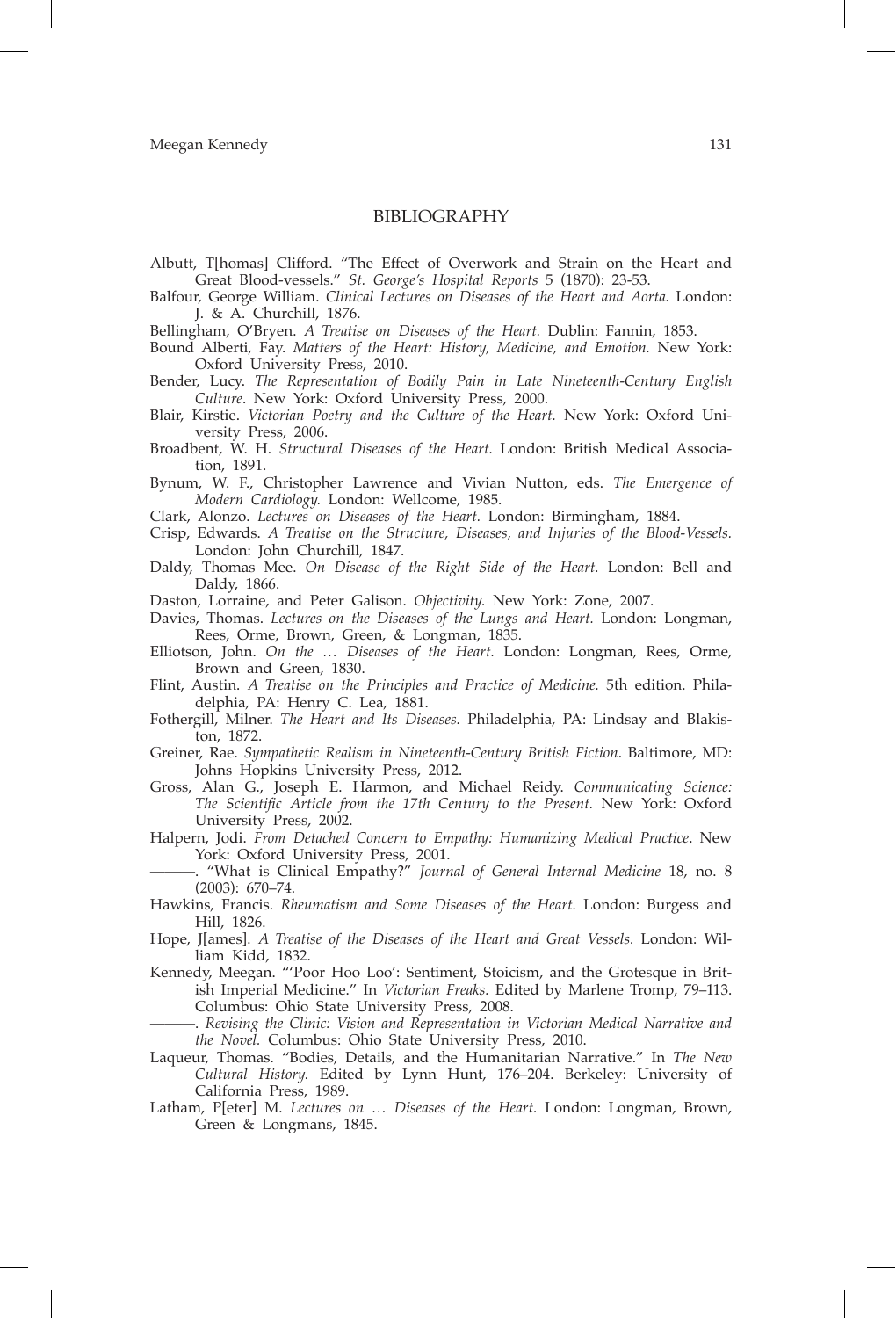## BIBLIOGRAPHY

Albutt, T[homas] Clifford. "The Effect of Overwork and Strain on the Heart and Great Blood-vessels." *St. George's Hospital Reports* 5 (1870): 23-53.

Balfour, George William. *Clinical Lectures on Diseases of the Heart and Aorta.* London: J. & A. Churchill, 1876.

Bellingham, O'Bryen. *A Treatise on Diseases of the Heart.* Dublin: Fannin, 1853.

Bound Alberti, Fay. *Matters of the Heart: History, Medicine, and Emotion.* New York: Oxford University Press, 2010.

Bender, Lucy. *The Representation of Bodily Pain in Late Nineteenth-Century English Culture*. New York: Oxford University Press, 2000.

Blair, Kirstie. *Victorian Poetry and the Culture of the Heart.* New York: Oxford University Press, 2006.

Broadbent, W. H. *Structural Diseases of the Heart.* London: British Medical Association, 1891.

Bynum, W. F., Christopher Lawrence and Vivian Nutton, eds. *The Emergence of Modern Cardiology.* London: Wellcome, 1985.

Clark, Alonzo. *Lectures on Diseases of the Heart.* London: Birmingham, 1884.

Crisp, Edwards. *A Treatise on the Structure, Diseases, and Injuries of the Blood-Vessels.* London: John Churchill, 1847.

Daldy, Thomas Mee. *On Disease of the Right Side of the Heart.* London: Bell and Daldy, 1866.

Daston, Lorraine, and Peter Galison. *Objectivity.* New York: Zone, 2007.

Davies, Thomas. *Lectures on the Diseases of the Lungs and Heart.* London: Longman, Rees, Orme, Brown, Green, & Longman, 1835.

Elliotson, John. *On the … Diseases of the Heart.* London: Longman, Rees, Orme, Brown and Green, 1830.

Flint, Austin. *A Treatise on the Principles and Practice of Medicine.* 5th edition. Philadelphia, PA: Henry C. Lea, 1881.

Fothergill, Milner. *The Heart and Its Diseases.* Philadelphia, PA: Lindsay and Blakiston, 1872.

Greiner, Rae. *Sympathetic Realism in Nineteenth-Century British Fiction*. Baltimore, MD: Johns Hopkins University Press, 2012.

Gross, Alan G., Joseph E. Harmon, and Michael Reidy. *Communicating Science: The Scientific Article from the 17th Century to the Present.* New York: Oxford University Press, 2002.

Halpern, Jodi. *From Detached Concern to Empathy: Humanizing Medical Practice*. New York: Oxford University Press, 2001.

———. "What is Clinical Empathy?" *Journal of General Internal Medicine* 18, no. 8 (2003): 670–74.

Hawkins, Francis. *Rheumatism and Some Diseases of the Heart.* London: Burgess and Hill, 1826.

Hope, J[ames]. *A Treatise of the Diseases of the Heart and Great Vessels.* London: William Kidd, 1832.

Kennedy, Meegan. "'Poor Hoo Loo': Sentiment, Stoicism, and the Grotesque in British Imperial Medicine." In *Victorian Freaks.* Edited by Marlene Tromp, 79–113. Columbus: Ohio State University Press, 2008.

———. *Revising the Clinic: Vision and Representation in Victorian Medical Narrative and the Novel.* Columbus: Ohio State University Press, 2010.

Laqueur, Thomas. "Bodies, Details, and the Humanitarian Narrative." In *The New Cultural History.* Edited by Lynn Hunt, 176–204. Berkeley: University of California Press, 1989.

Latham, P[eter] M. *Lectures on … Diseases of the Heart.* London: Longman, Brown, Green & Longmans, 1845.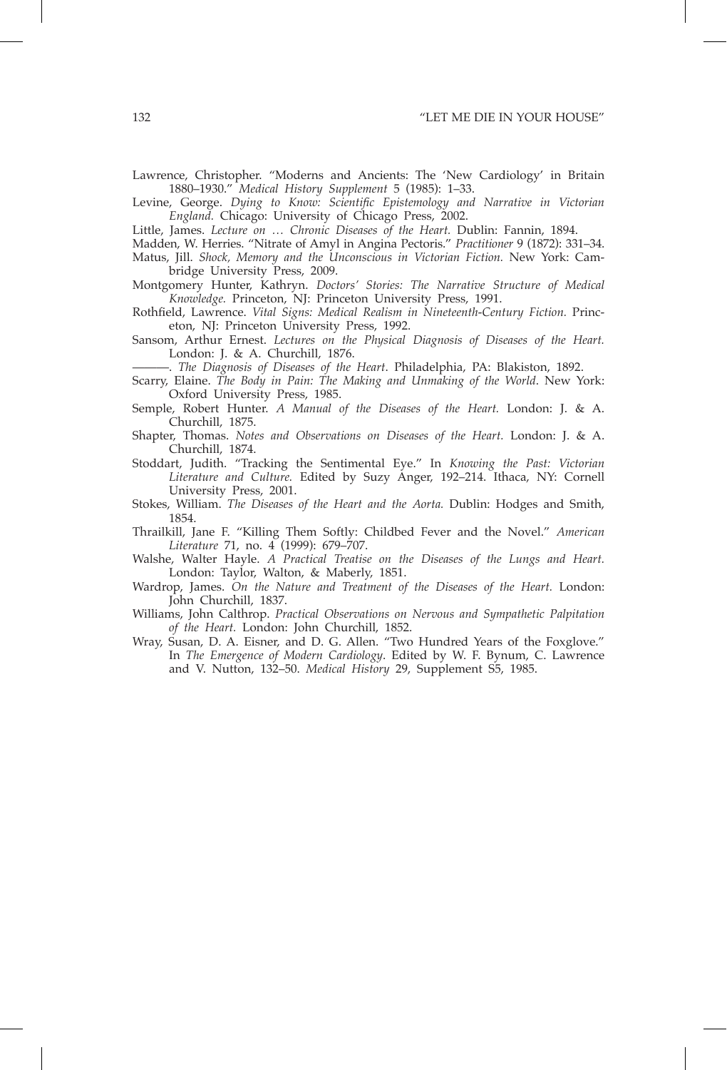Lawrence, Christopher. "Moderns and Ancients: The 'New Cardiology' in Britain 1880–1930." *Medical History Supplement* 5 (1985): 1–33.

Levine, George. *Dying to Know: Scientific Epistemology and Narrative in Victorian England.* Chicago: University of Chicago Press, 2002.

Little, James. *Lecture on … Chronic Diseases of the Heart.* Dublin: Fannin, 1894.

Madden, W. Herries. "Nitrate of Amyl in Angina Pectoris." *Practitioner* 9 (1872): 331–34.

Matus, Jill. *Shock, Memory and the Unconscious in Victorian Fiction.* New York: Cambridge University Press, 2009.

Montgomery Hunter, Kathryn. *Doctors' Stories: The Narrative Structure of Medical Knowledge.* Princeton, NJ: Princeton University Press, 1991.

Rothfield, Lawrence. *Vital Signs: Medical Realism in Nineteenth-Century Fiction.* Princeton, NJ: Princeton University Press, 1992.

Sansom, Arthur Ernest. *Lectures on the Physical Diagnosis of Diseases of the Heart.* London: J. & A. Churchill, 1876.

———. *The Diagnosis of Diseases of the Heart*. Philadelphia, PA: Blakiston, 1892.

Scarry, Elaine. *The Body in Pain: The Making and Unmaking of the World*. New York: Oxford University Press, 1985.

Semple, Robert Hunter. *A Manual of the Diseases of the Heart.* London: J. & A. Churchill, 1875.

Shapter, Thomas. *Notes and Observations on Diseases of the Heart.* London: J. & A. Churchill, 1874.

Stoddart, Judith. "Tracking the Sentimental Eye." In *Knowing the Past: Victorian Literature and Culture.* Edited by Suzy Anger, 192–214. Ithaca, NY: Cornell University Press, 2001.

Stokes, William. *The Diseases of the Heart and the Aorta.* Dublin: Hodges and Smith, 1854.

Thrailkill, Jane F. "Killing Them Softly: Childbed Fever and the Novel." *American Literature* 71, no. 4 (1999): 679–707.

Walshe, Walter Hayle. *A Practical Treatise on the Diseases of the Lungs and Heart.* London: Taylor, Walton, & Maberly, 1851.

Wardrop, James. *On the Nature and Treatment of the Diseases of the Heart.* London: John Churchill, 1837.

Williams, John Calthrop. *Practical Observations on Nervous and Sympathetic Palpitation of the Heart.* London: John Churchill, 1852.

Wray, Susan, D. A. Eisner, and D. G. Allen. "Two Hundred Years of the Foxglove." In *The Emergence of Modern Cardiology*. Edited by W. F. Bynum, C. Lawrence and V. Nutton, 132–50. *Medical History* 29, Supplement S5, 1985.